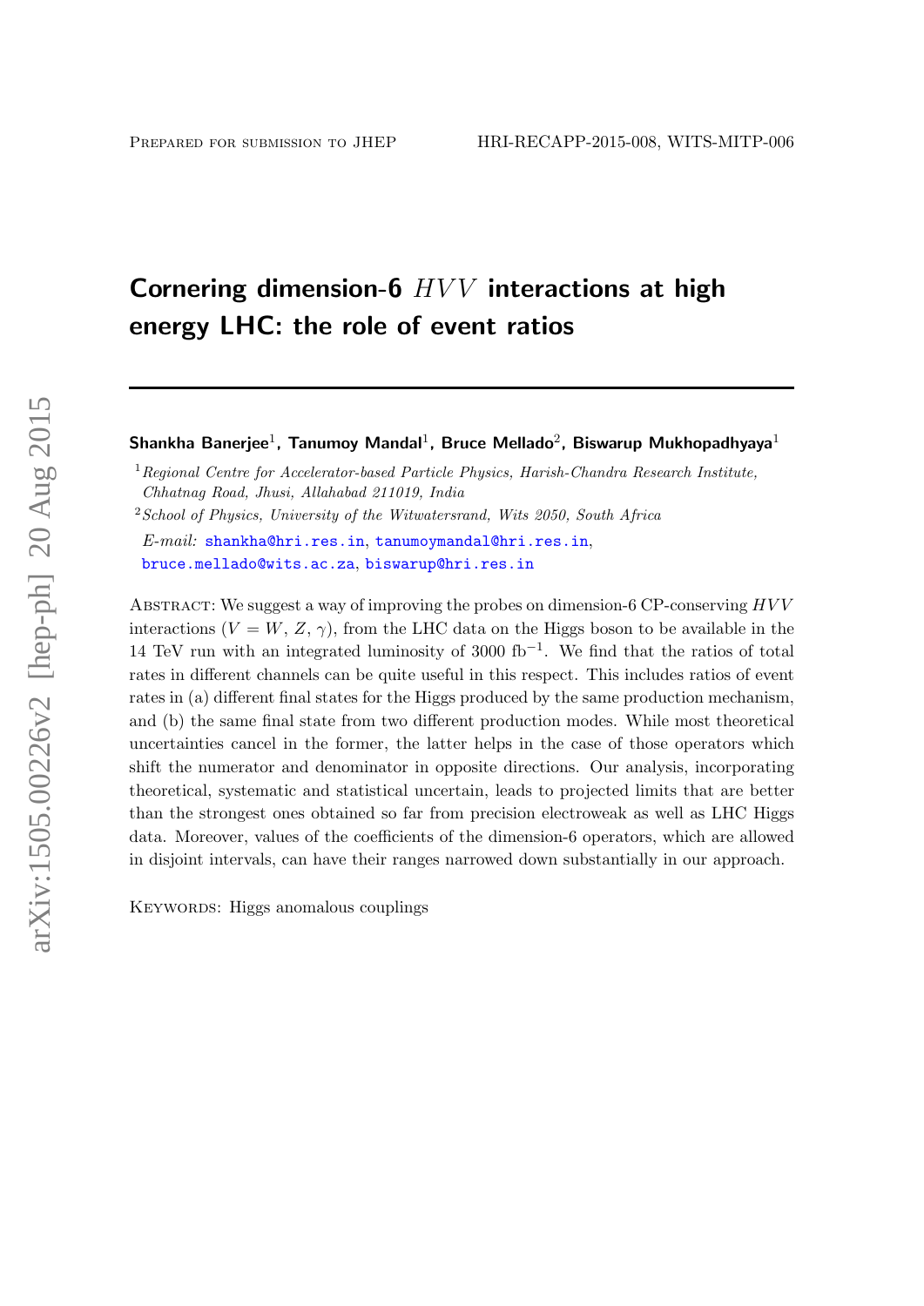Prepared for submission to JHEP HRI-RECAPP-2015-008, WITS-MITP-006

# Cornering dimension-6 $HVV$ interactions at high energy LHC: the role of event ratios

**Shankha Banerjee**[1], **Tanumoy Mandal**[1], **Bruce Mellado**[2], **Biswarup Mukhopadhyaya**[1]

[1] *Regional Centre for Accelerator-based Particle Physics, Harish-Chandra Research Institute, Chhatnag Road, Jhusi, Allahabad 211019, India*

[2] *School of Physics, University of the Witwatersrand, Wits 2050, South Africa*

*E-mail:* shankha@hri.res.in, tanumoymandal@hri.res.in, bruce.mellado@wits.ac.za, biswarup@hri.res.in

Abstract: We suggest a way of improving the probes on dimension-6 CP-conserving $HVV$ interactions ($V = W, Z, \gamma$), from the LHC data on the Higgs boson to be available in the 14 TeV run with an integrated luminosity of 3000 fb$^{-1}$. We find that the ratios of total rates in different channels can be quite useful in this respect. This includes ratios of event rates in (a) different final states for the Higgs produced by the same production mechanism, and (b) the same final state from two different production modes. While most theoretical uncertainties cancel in the former, the latter helps in the case of those operators which shift the numerator and denominator in opposite directions. Our analysis, incorporating theoretical, systematic and statistical uncertain, leads to projected limits that are better than the strongest ones obtained so far from precision electroweak as well as LHC Higgs data. Moreover, values of the coefficients of the dimension-6 operators, which are allowed in disjoint intervals, can have their ranges narrowed down substantially in our approach.

Keywords: Higgs anomalous couplings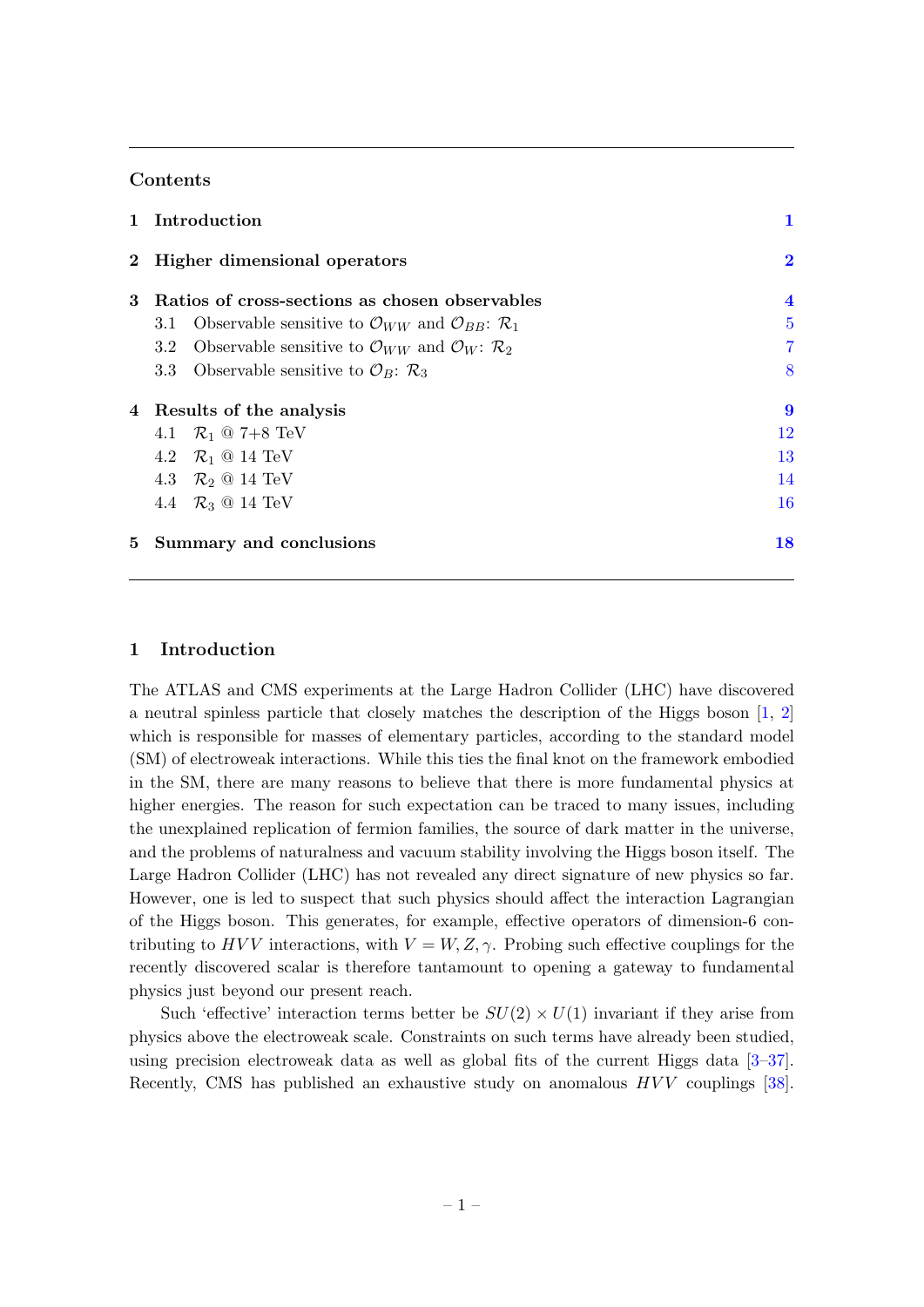## Contents

| | | |
|---|---|---|
| **1** | **Introduction** | **1** |
| **2** | **Higher dimensional operators** | **2** |
| **3** | **Ratios of cross-sections as chosen observables** | **4** |
| | 3.1 Observable sensitive to $\mathcal{O}_{WW}$ and $\mathcal{O}_{BB}$: $\mathcal{R}_1$ | 5 |
| | 3.2 Observable sensitive to $\mathcal{O}_{WW}$ and $\mathcal{O}_{W}$: $\mathcal{R}_2$ | 7 |
| | 3.3 Observable sensitive to $\mathcal{O}_{B}$: $\mathcal{R}_3$ | 8 |
| **4** | **Results of the analysis** | **9** |
| | 4.1 $\mathcal{R}_1$ @ 7+8 TeV | 12 |
| | 4.2 $\mathcal{R}_1$ @ 14 TeV | 13 |
| | 4.3 $\mathcal{R}_2$ @ 14 TeV | 14 |
| | 4.4 $\mathcal{R}_3$ @ 14 TeV | 16 |
| **5** | **Summary and conclusions** | **18** |

## 1 Introduction

The ATLAS and CMS experiments at the Large Hadron Collider (LHC) have discovered a neutral spinless particle that closely matches the description of the Higgs boson [1, 2] which is responsible for masses of elementary particles, according to the standard model (SM) of electroweak interactions. While this ties the final knot on the framework embodied in the SM, there are many reasons to believe that there is more fundamental physics at higher energies. The reason for such expectation can be traced to many issues, including the unexplained replication of fermion families, the source of dark matter in the universe, and the problems of naturalness and vacuum stability involving the Higgs boson itself. The Large Hadron Collider (LHC) has not revealed any direct signature of new physics so far. However, one is led to suspect that such physics should affect the interaction Lagrangian of the Higgs boson. This generates, for example, effective operators of dimension-6 contributing to $HVV$ interactions, with $V = W, Z, \gamma$. Probing such effective couplings for the recently discovered scalar is therefore tantamount to opening a gateway to fundamental physics just beyond our present reach.

Such 'effective' interaction terms better be $SU(2) \times U(1)$ invariant if they arise from physics above the electroweak scale. Constraints on such terms have already been studied, using precision electroweak data as well as global fits of the current Higgs data [3–37]. Recently, CMS has published an exhaustive study on anomalous $HVV$ couplings [38].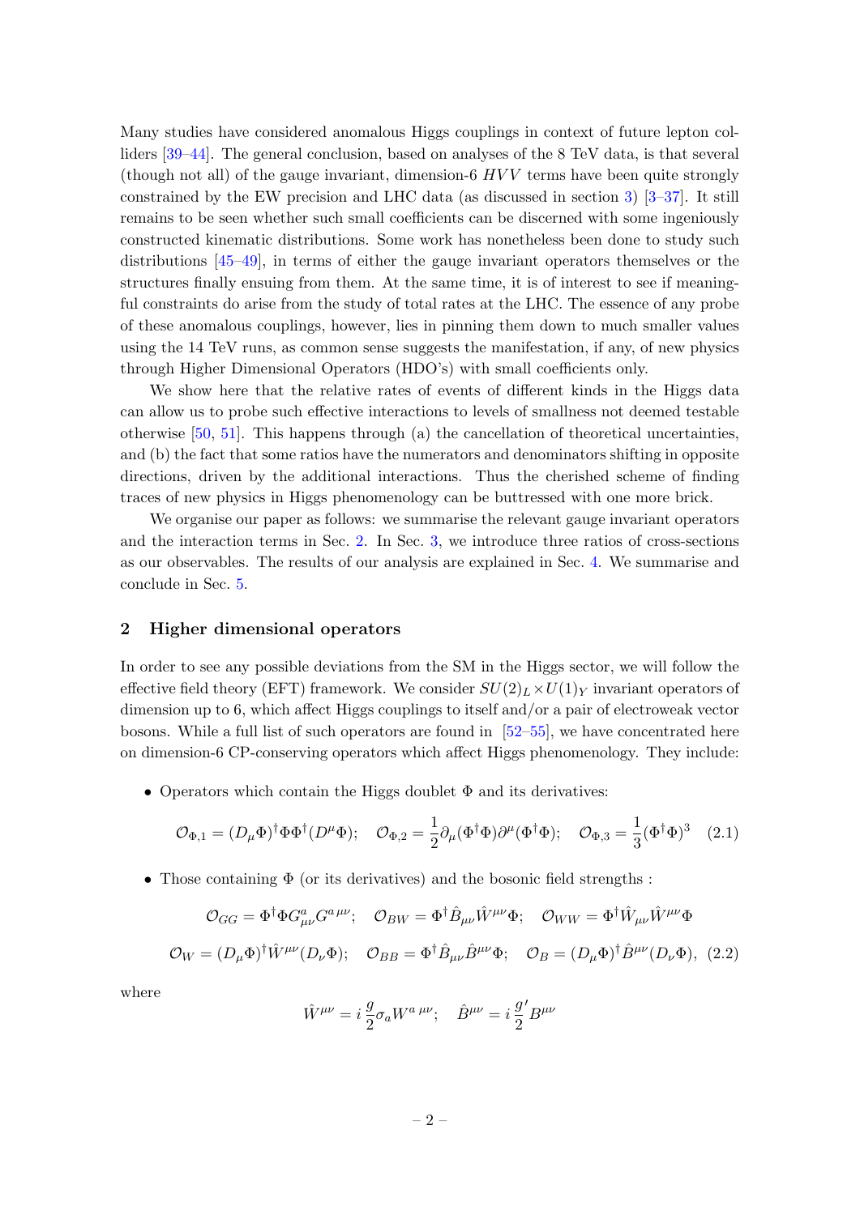Many studies have considered anomalous Higgs couplings in context of future lepton colliders [39–44]. The general conclusion, based on analyses of the 8 TeV data, is that several (though not all) of the gauge invariant, dimension-6 $HVV$ terms have been quite strongly constrained by the EW precision and LHC data (as discussed in section 3) [3–37]. It still remains to be seen whether such small coefficients can be discerned with some ingeniously constructed kinematic distributions. Some work has nonetheless been done to study such distributions [45–49], in terms of either the gauge invariant operators themselves or the structures finally ensuing from them. At the same time, it is of interest to see if meaningful constraints do arise from the study of total rates at the LHC. The essence of any probe of these anomalous couplings, however, lies in pinning them down to much smaller values using the 14 TeV runs, as common sense suggests the manifestation, if any, of new physics through Higher Dimensional Operators (HDO's) with small coefficients only.

We show here that the relative rates of events of different kinds in the Higgs data can allow us to probe such effective interactions to levels of smallness not deemed testable otherwise [50, 51]. This happens through (a) the cancellation of theoretical uncertainties, and (b) the fact that some ratios have the numerators and denominators shifting in opposite directions, driven by the additional interactions. Thus the cherished scheme of finding traces of new physics in Higgs phenomenology can be buttressed with one more brick.

We organise our paper as follows: we summarise the relevant gauge invariant operators and the interaction terms in Sec. 2. In Sec. 3, we introduce three ratios of cross-sections as our observables. The results of our analysis are explained in Sec. 4. We summarise and conclude in Sec. 5.

## 2 Higher dimensional operators

In order to see any possible deviations from the SM in the Higgs sector, we will follow the effective field theory (EFT) framework. We consider $SU(2)_L \times U(1)_Y$ invariant operators of dimension up to 6, which affect Higgs couplings to itself and/or a pair of electroweak vector bosons. While a full list of such operators are found in [52–55], we have concentrated here on dimension-6 CP-conserving operators which affect Higgs phenomenology. They include:

- Operators which contain the Higgs doublet $\Phi$ and its derivatives:

$$\mathcal{O}_{\Phi,1} = (D_\mu \Phi)^\dagger \Phi \Phi^\dagger (D^\mu \Phi); \quad \mathcal{O}_{\Phi,2} = \frac{1}{2}\partial_\mu(\Phi^\dagger \Phi)\partial^\mu(\Phi^\dagger \Phi); \quad \mathcal{O}_{\Phi,3} = \frac{1}{3}(\Phi^\dagger \Phi)^3 \quad (2.1)$$

- Those containing $\Phi$ (or its derivatives) and the bosonic field strengths :

$$\mathcal{O}_{GG} = \Phi^\dagger \Phi G^a_{\mu\nu} G^{a\,\mu\nu}; \quad \mathcal{O}_{BW} = \Phi^\dagger \hat{B}_{\mu\nu} \hat{W}^{\mu\nu} \Phi; \quad \mathcal{O}_{WW} = \Phi^\dagger \hat{W}_{\mu\nu} \hat{W}^{\mu\nu} \Phi$$

$$\mathcal{O}_{W} = (D_\mu \Phi)^\dagger \hat{W}^{\mu\nu} (D_\nu \Phi); \quad \mathcal{O}_{BB} = \Phi^\dagger \hat{B}_{\mu\nu} \hat{B}^{\mu\nu} \Phi; \quad \mathcal{O}_{B} = (D_\mu \Phi)^\dagger \hat{B}^{\mu\nu} (D_\nu \Phi), \quad (2.2)$$

where

$$\hat{W}^{\mu\nu} = i\,\frac{g}{2}\sigma_a W^{a\,\mu\nu}; \quad \hat{B}^{\mu\nu} = i\,\frac{g'}{2} B^{\mu\nu}$$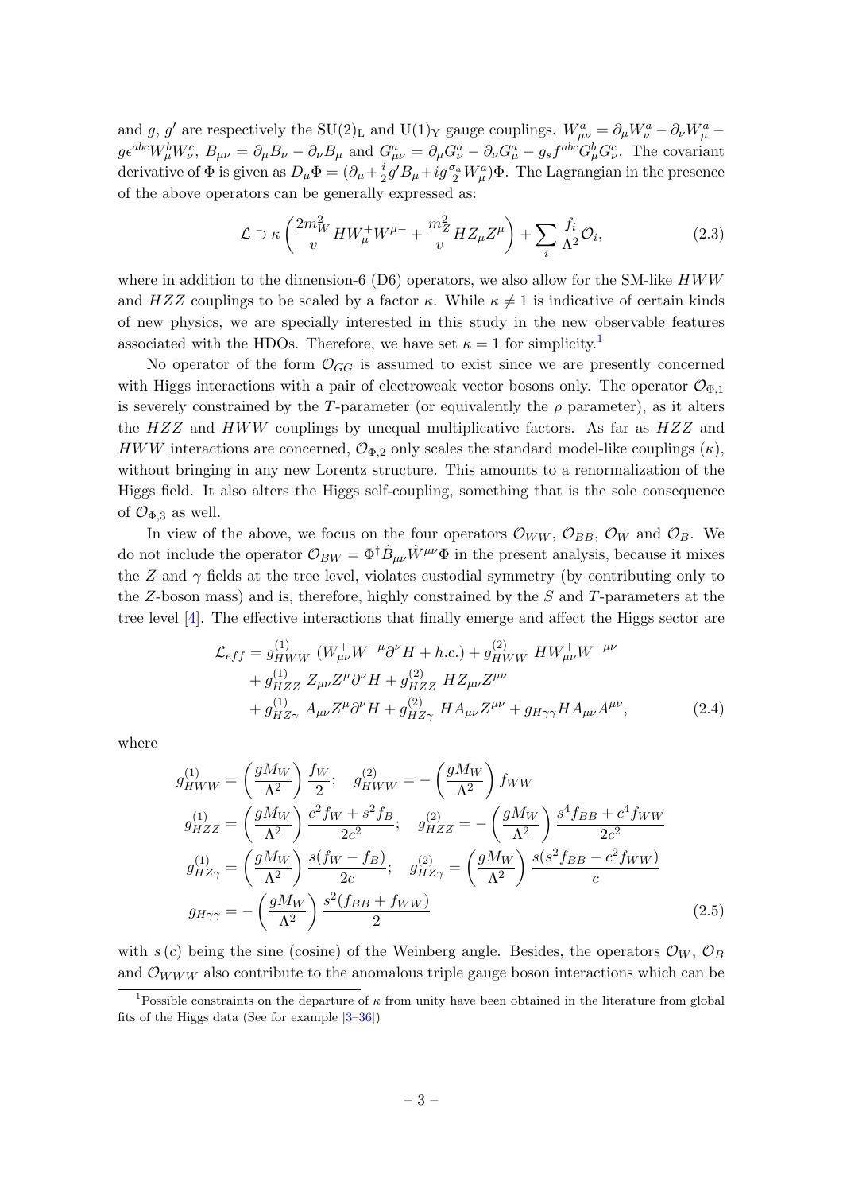and $g$, $g'$ are respectively the $\mathrm{SU(2)_L}$ and $\mathrm{U(1)_Y}$ gauge couplings. $W^a_{\mu\nu} = \partial_\mu W^a_\nu - \partial_\nu W^a_\mu - g\epsilon^{abc}W^b_\mu W^c_\nu$, $B_{\mu\nu} = \partial_\mu B_\nu - \partial_\nu B_\mu$ and $G^a_{\mu\nu} = \partial_\mu G^a_\nu - \partial_\nu G^a_\mu - g_s f^{abc} G^b_\mu G^c_\nu$. The covariant derivative of $\Phi$ is given as $D_\mu \Phi = (\partial_\mu + \frac{i}{2}g' B_\mu + ig\frac{\sigma_a}{2}W^a_\mu)\Phi$. The Lagrangian in the presence of the above operators can be generally expressed as:

$$\mathcal{L} \supset \kappa \left( \frac{2m_W^2}{v} H W^+_\mu W^{\mu -} + \frac{m_Z^2}{v} H Z_\mu Z^\mu \right) + \sum_i \frac{f_i}{\Lambda^2} \mathcal{O}_i, \tag{2.3}$$

where in addition to the dimension-6 (D6) operators, we also allow for the SM-like $HWW$ and $HZZ$ couplings to be scaled by a factor $\kappa$. While $\kappa \neq 1$ is indicative of certain kinds of new physics, we are specially interested in this study in the new observable features associated with the HDOs. Therefore, we have set $\kappa = 1$ for simplicity.[1]

No operator of the form $\mathcal{O}_{GG}$ is assumed to exist since we are presently concerned with Higgs interactions with a pair of electroweak vector bosons only. The operator $\mathcal{O}_{\Phi,1}$ is severely constrained by the $T$-parameter (or equivalently the $\rho$ parameter), as it alters the $HZZ$ and $HWW$ couplings by unequal multiplicative factors. As far as $HZZ$ and $HWW$ interactions are concerned, $\mathcal{O}_{\Phi,2}$ only scales the standard model-like couplings ($\kappa$), without bringing in any new Lorentz structure. This amounts to a renormalization of the Higgs field. It also alters the Higgs self-coupling, something that is the sole consequence of $\mathcal{O}_{\Phi,3}$ as well.

In view of the above, we focus on the four operators $\mathcal{O}_{WW}$, $\mathcal{O}_{BB}$, $\mathcal{O}_W$ and $\mathcal{O}_B$. We do not include the operator $\mathcal{O}_{BW} = \Phi^\dagger \hat{B}_{\mu\nu} \hat{W}^{\mu\nu} \Phi$ in the present analysis, because it mixes the $Z$ and $\gamma$ fields at the tree level, violates custodial symmetry (by contributing only to the $Z$-boson mass) and is, therefore, highly constrained by the $S$ and $T$-parameters at the tree level [4]. The effective interactions that finally emerge and affect the Higgs sector are

$$\begin{aligned}
\mathcal{L}_{eff} = {} & g^{(1)}_{HWW} \, (W^+_{\mu\nu} W^{-\mu} \partial^\nu H + h.c.) + g^{(2)}_{HWW} \, H W^+_{\mu\nu} W^{-\mu\nu} \\
& + g^{(1)}_{HZZ} \, Z_{\mu\nu} Z^\mu \partial^\nu H + g^{(2)}_{HZZ} \, H Z_{\mu\nu} Z^{\mu\nu} \\
& + g^{(1)}_{HZ\gamma} \, A_{\mu\nu} Z^\mu \partial^\nu H + g^{(2)}_{HZ\gamma} \, H A_{\mu\nu} Z^{\mu\nu} + g_{H\gamma\gamma} H A_{\mu\nu} A^{\mu\nu},
\end{aligned} \tag{2.4}$$

where

$$\begin{aligned}
g^{(1)}_{HWW} &= \left(\frac{gM_W}{\Lambda^2}\right) \frac{f_W}{2}; \quad g^{(2)}_{HWW} = -\left(\frac{gM_W}{\Lambda^2}\right) f_{WW} \\
g^{(1)}_{HZZ} &= \left(\frac{gM_W}{\Lambda^2}\right) \frac{c^2 f_W + s^2 f_B}{2c^2}; \quad g^{(2)}_{HZZ} = -\left(\frac{gM_W}{\Lambda^2}\right) \frac{s^4 f_{BB} + c^4 f_{WW}}{2c^2} \\
g^{(1)}_{HZ\gamma} &= \left(\frac{gM_W}{\Lambda^2}\right) \frac{s(f_W - f_B)}{2c}; \quad g^{(2)}_{HZ\gamma} = \left(\frac{gM_W}{\Lambda^2}\right) \frac{s(s^2 f_{BB} - c^2 f_{WW})}{c} \\
g_{H\gamma\gamma} &= -\left(\frac{gM_W}{\Lambda^2}\right) \frac{s^2(f_{BB} + f_{WW})}{2}
\end{aligned} \tag{2.5}$$

with $s\,(c)$ being the sine (cosine) of the Weinberg angle. Besides, the operators $\mathcal{O}_W$, $\mathcal{O}_B$ and $\mathcal{O}_{WWW}$ also contribute to the anomalous triple gauge boson interactions which can be

[1] Possible constraints on the departure of $\kappa$ from unity have been obtained in the literature from global fits of the Higgs data (See for example [3–36])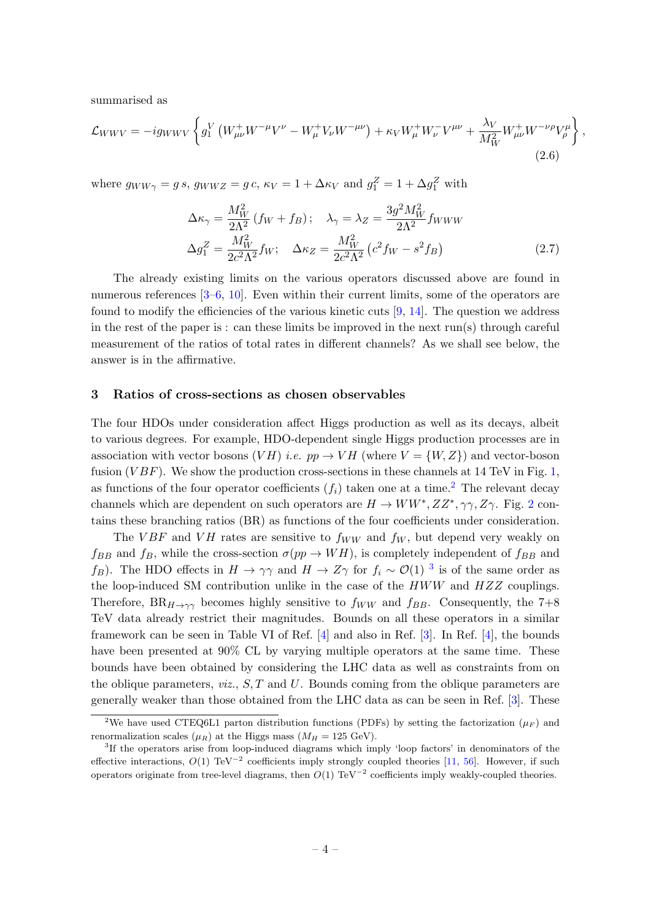summarised as

$$\mathcal{L}_{WWV} = -ig_{WWV}\left\{g_1^V\left(W^+_{\mu\nu}W^{-\mu}V^\nu - W^+_\mu V_\nu W^{-\mu\nu}\right) + \kappa_V W^+_\mu W^-_\nu V^{\mu\nu} + \frac{\lambda_V}{M_W^2}W^+_{\mu\nu}W^{-\nu\rho}V^\mu_\rho\right\}, \tag{2.6}$$

where $g_{WW\gamma} = g\,s$, $g_{WWZ} = g\,c$, $\kappa_V = 1 + \Delta\kappa_V$ and $g_1^Z = 1 + \Delta g_1^Z$ with

$$\Delta\kappa_\gamma = \frac{M_W^2}{2\Lambda^2}\left(f_W + f_B\right); \quad \lambda_\gamma = \lambda_Z = \frac{3g^2 M_W^2}{2\Lambda^2} f_{WWW}$$
$$\Delta g_1^Z = \frac{M_W^2}{2c^2\Lambda^2} f_W; \quad \Delta\kappa_Z = \frac{M_W^2}{2c^2\Lambda^2}\left(c^2 f_W - s^2 f_B\right) \tag{2.7}$$

The already existing limits on the various operators discussed above are found in numerous references [3–6, 10]. Even within their current limits, some of the operators are found to modify the efficiencies of the various kinetic cuts [9, 14]. The question we address in the rest of the paper is : can these limits be improved in the next run(s) through careful measurement of the ratios of total rates in different channels? As we shall see below, the answer is in the affirmative.

## 3 Ratios of cross-sections as chosen observables

The four HDOs under consideration affect Higgs production as well as its decays, albeit to various degrees. For example, HDO-dependent single Higgs production processes are in association with vector bosons ($VH$) *i.e.* $pp \to VH$ (where $V = \{W, Z\}$) and vector-boson fusion ($VBF$). We show the production cross-sections in these channels at 14 TeV in Fig. 1, as functions of the four operator coefficients ($f_i$) taken one at a time.[2] The relevant decay channels which are dependent on such operators are $H \to WW^*, ZZ^*, \gamma\gamma, Z\gamma$. Fig. 2 contains these branching ratios (BR) as functions of the four coefficients under consideration.

The $VBF$ and $VH$ rates are sensitive to $f_{WW}$ and $f_W$, but depend very weakly on $f_{BB}$ and $f_B$, while the cross-section $\sigma(pp \to WH)$, is completely independent of $f_{BB}$ and $f_B$). The HDO effects in $H \to \gamma\gamma$ and $H \to Z\gamma$ for $f_i \sim \mathcal{O}(1)$ [3] is of the same order as the loop-induced SM contribution unlike in the case of the $HWW$ and $HZZ$ couplings. Therefore, $\text{BR}_{H\to\gamma\gamma}$ becomes highly sensitive to $f_{WW}$ and $f_{BB}$. Consequently, the 7+8 TeV data already restrict their magnitudes. Bounds on all these operators in a similar framework can be seen in Table VI of Ref. [4] and also in Ref. [3]. In Ref. [4], the bounds have been presented at 90% CL by varying multiple operators at the same time. These bounds have been obtained by considering the LHC data as well as constraints from on the oblique parameters, *viz.*, $S, T$ and $U$. Bounds coming from the oblique parameters are generally weaker than those obtained from the LHC data as can be seen in Ref. [3]. These

[2] We have used CTEQ6L1 parton distribution functions (PDFs) by setting the factorization ($\mu_F$) and renormalization scales ($\mu_R$) at the Higgs mass ($M_H = 125$ GeV).

[3] If the operators arise from loop-induced diagrams which imply 'loop factors' in denominators of the effective interactions, $O(1)$ TeV$^{-2}$ coefficients imply strongly coupled theories [11, 56]. However, if such operators originate from tree-level diagrams, then $O(1)$ TeV$^{-2}$ coefficients imply weakly-coupled theories.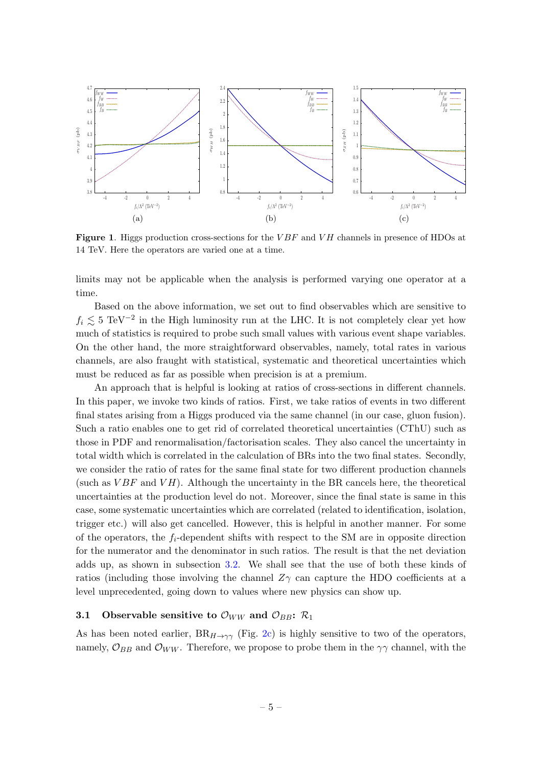**Figure 1**. Higgs production cross-sections for the $VBF$ and $VH$ channels in presence of HDOs at 14 TeV. Here the operators are varied one at a time.

limits may not be applicable when the analysis is performed varying one operator at a time.

Based on the above information, we set out to find observables which are sensitive to $f_i \lesssim 5$ TeV$^{-2}$ in the High luminosity run at the LHC. It is not completely clear yet how much of statistics is required to probe such small values with various event shape variables. On the other hand, the more straightforward observables, namely, total rates in various channels, are also fraught with statistical, systematic and theoretical uncertainties which must be reduced as far as possible when precision is at a premium.

An approach that is helpful is looking at ratios of cross-sections in different channels. In this paper, we invoke two kinds of ratios. First, we take ratios of events in two different final states arising from a Higgs produced via the same channel (in our case, gluon fusion). Such a ratio enables one to get rid of correlated theoretical uncertainties (CThU) such as those in PDF and renormalisation/factorisation scales. They also cancel the uncertainty in total width which is correlated in the calculation of BRs into the two final states. Secondly, we consider the ratio of rates for the same final state for two different production channels (such as $VBF$ and $VH$). Although the uncertainty in the BR cancels here, the theoretical uncertainties at the production level do not. Moreover, since the final state is same in this case, some systematic uncertainties which are correlated (related to identification, isolation, trigger etc.) will also get cancelled. However, this is helpful in another manner. For some of the operators, the $f_i$-dependent shifts with respect to the SM are in opposite direction for the numerator and the denominator in such ratios. The result is that the net deviation adds up, as shown in subsection 3.2. We shall see that the use of both these kinds of ratios (including those involving the channel $Z\gamma$ can capture the HDO coefficients at a level unprecedented, going down to values where new physics can show up.

### 3.1 Observable sensitive to $\mathcal{O}_{WW}$ and $\mathcal{O}_{BB}$: $\mathcal{R}_1$

As has been noted earlier, $\text{BR}_{H\to\gamma\gamma}$ (Fig. 2c) is highly sensitive to two of the operators, namely, $\mathcal{O}_{BB}$ and $\mathcal{O}_{WW}$. Therefore, we propose to probe them in the $\gamma\gamma$ channel, with the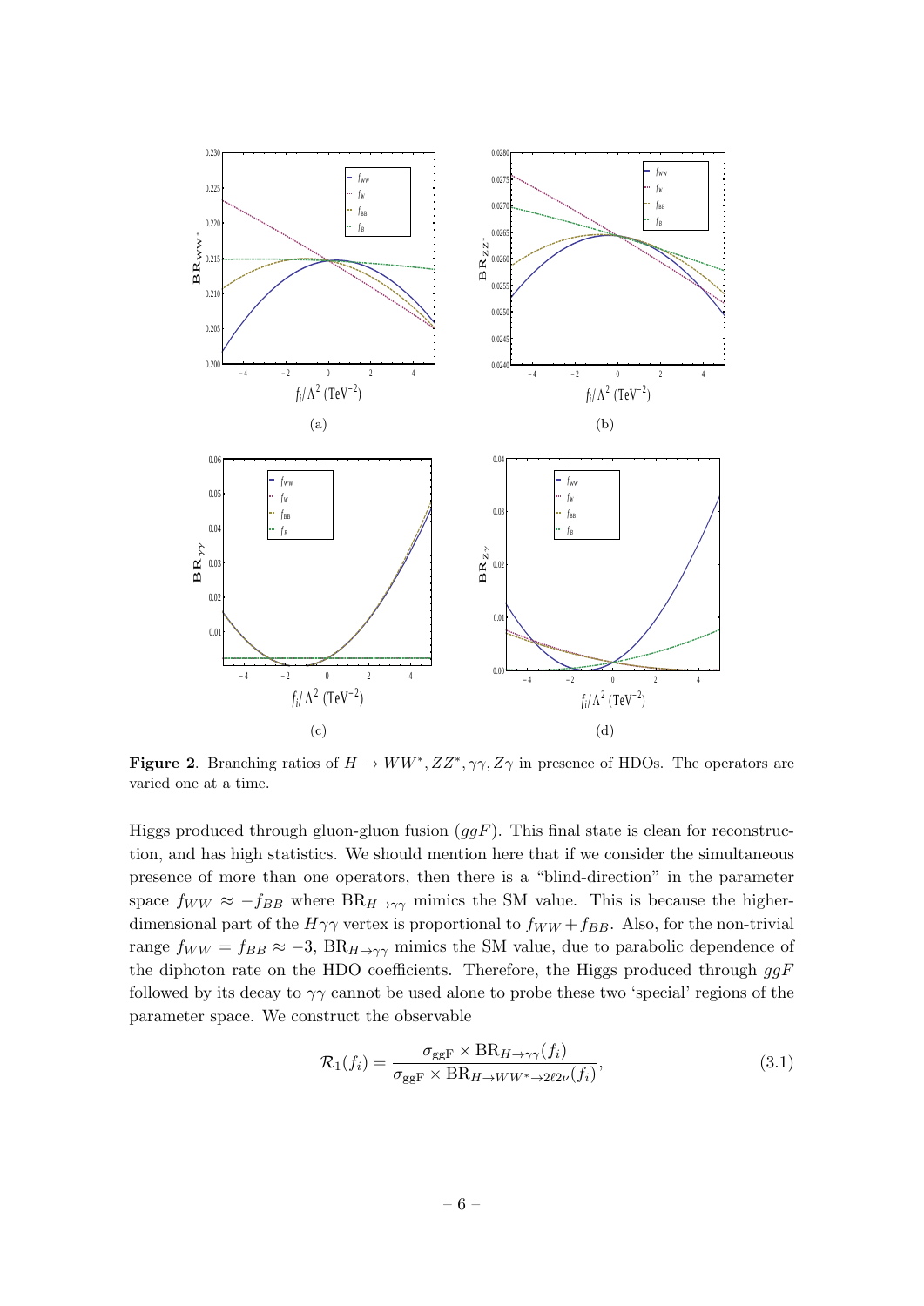**Figure 2**. Branching ratios of $H \to WW^*, ZZ^*, \gamma\gamma, Z\gamma$ in presence of HDOs. The operators are varied one at a time.

Higgs produced through gluon-gluon fusion ($ggF$). This final state is clean for reconstruction, and has high statistics. We should mention here that if we consider the simultaneous presence of more than one operators, then there is a "blind-direction" in the parameter space $f_{WW} \approx -f_{BB}$ where $\text{BR}_{H\to\gamma\gamma}$ mimics the SM value. This is because the higher-dimensional part of the $H\gamma\gamma$ vertex is proportional to $f_{WW} + f_{BB}$. Also, for the non-trivial range $f_{WW} = f_{BB} \approx -3$, $\text{BR}_{H\to\gamma\gamma}$ mimics the SM value, due to parabolic dependence of the diphoton rate on the HDO coefficients. Therefore, the Higgs produced through $ggF$ followed by its decay to $\gamma\gamma$ cannot be used alone to probe these two 'special' regions of the parameter space. We construct the observable

$$\mathcal{R}_1(f_i) = \frac{\sigma_{\text{ggF}} \times \text{BR}_{H\to\gamma\gamma}(f_i)}{\sigma_{\text{ggF}} \times \text{BR}_{H\to WW^*\to 2\ell 2\nu}(f_i)}, \tag{3.1}$$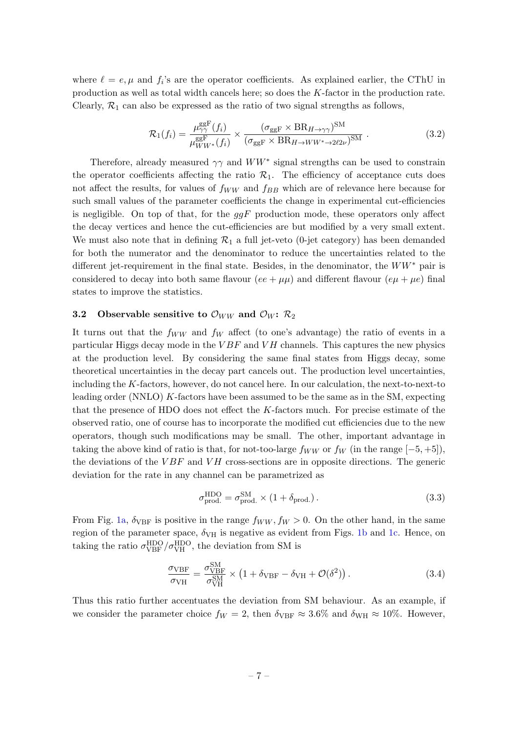where $\ell = e, \mu$ and $f_i$'s are the operator coefficients. As explained earlier, the CThU in production as well as total width cancels here; so does the $K$-factor in the production rate. Clearly, $\mathcal{R}_1$ can also be expressed as the ratio of two signal strengths as follows,

$$\mathcal{R}_1(f_i) = \frac{\mu^{\rm ggF}_{\gamma\gamma}(f_i)}{\mu^{\rm ggF}_{WW^*}(f_i)} \times \frac{(\sigma_{\rm ggF} \times {\rm BR}_{H\to\gamma\gamma})^{\rm SM}}{(\sigma_{\rm ggF} \times {\rm BR}_{H\to WW^*\to 2\ell 2\nu})^{\rm SM}} \,. \tag{3.2}$$

Therefore, already measured $\gamma\gamma$ and $WW^*$ signal strengths can be used to constrain the operator coefficients affecting the ratio $\mathcal{R}_1$. The efficiency of acceptance cuts does not affect the results, for values of $f_{WW}$ and $f_{BB}$ which are of relevance here because for such small values of the parameter coefficients the change in experimental cut-efficiencies is negligible. On top of that, for the $ggF$ production mode, these operators only affect the decay vertices and hence the cut-efficiencies are but modified by a very small extent. We must also note that in defining $\mathcal{R}_1$ a full jet-veto (0-jet category) has been demanded for both the numerator and the denominator to reduce the uncertainties related to the different jet-requirement in the final state. Besides, in the denominator, the $WW^*$ pair is considered to decay into both same flavour ($ee + \mu\mu$) and different flavour ($e\mu + \mu e$) final states to improve the statistics.

### 3.2 Observable sensitive to $\mathcal{O}_{WW}$ and $\mathcal{O}_W$: $\mathcal{R}_2$

It turns out that the $f_{WW}$ and $f_W$ affect (to one's advantage) the ratio of events in a particular Higgs decay mode in the $VBF$ and $VH$ channels. This captures the new physics at the production level. By considering the same final states from Higgs decay, some theoretical uncertainties in the decay part cancels out. The production level uncertainties, including the $K$-factors, however, do not cancel here. In our calculation, the next-to-next-to leading order (NNLO) $K$-factors have been assumed to be the same as in the SM, expecting that the presence of HDO does not effect the $K$-factors much. For precise estimate of the observed ratio, one of course has to incorporate the modified cut efficiencies due to the new operators, though such modifications may be small. The other, important advantage in taking the above kind of ratio is that, for not-too-large $f_{WW}$ or $f_W$ (in the range $[-5, +5]$), the deviations of the $VBF$ and $VH$ cross-sections are in opposite directions. The generic deviation for the rate in any channel can be parametrized as

$$\sigma^{\rm HDO}_{\rm prod.} = \sigma^{\rm SM}_{\rm prod.} \times (1 + \delta_{\rm prod.}) \,. \tag{3.3}$$

From Fig. 1a, $\delta_{\rm VBF}$ is positive in the range $f_{WW}, f_W > 0$. On the other hand, in the same region of the parameter space, $\delta_{\rm VH}$ is negative as evident from Figs. 1b and 1c. Hence, on taking the ratio $\sigma^{\rm HDO}_{\rm VBF}/\sigma^{\rm HDO}_{\rm VH}$, the deviation from SM is

$$\frac{\sigma_{\rm VBF}}{\sigma_{\rm VH}} = \frac{\sigma^{\rm SM}_{\rm VBF}}{\sigma^{\rm SM}_{\rm VH}} \times \left(1 + \delta_{\rm VBF} - \delta_{\rm VH} + \mathcal{O}(\delta^2)\right) . \tag{3.4}$$

Thus this ratio further accentuates the deviation from SM behaviour. As an example, if we consider the parameter choice $f_W = 2$, then $\delta_{\rm VBF} \approx 3.6\%$ and $\delta_{\rm WH} \approx 10\%$. However,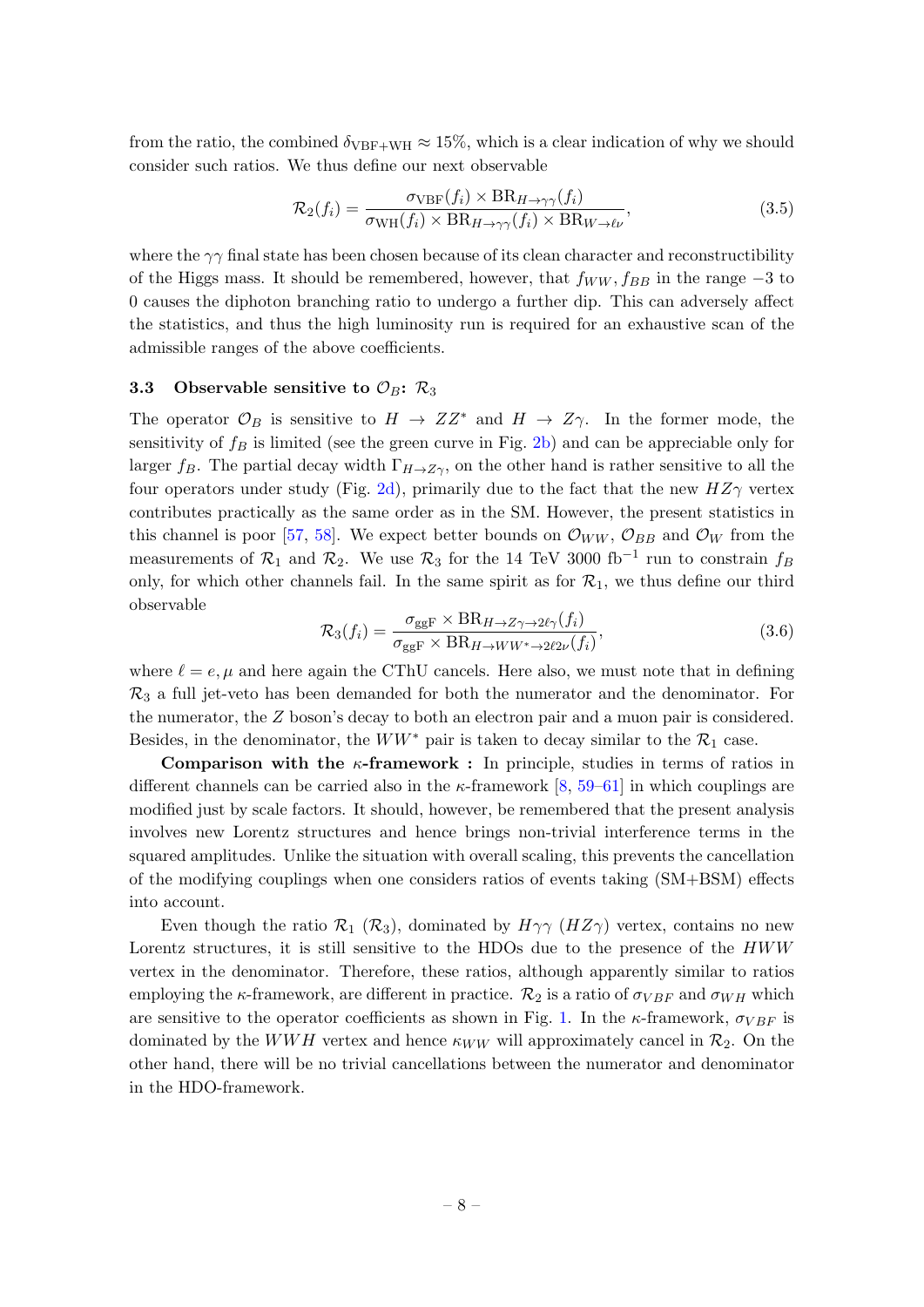from the ratio, the combined $\delta_{\mathrm{VBF+WH}} \approx 15\%$, which is a clear indication of why we should consider such ratios. We thus define our next observable

$$\mathcal{R}_2(f_i) = \frac{\sigma_{\mathrm{VBF}}(f_i) \times \mathrm{BR}_{H\to\gamma\gamma}(f_i)}{\sigma_{\mathrm{WH}}(f_i) \times \mathrm{BR}_{H\to\gamma\gamma}(f_i) \times \mathrm{BR}_{W\to\ell\nu}}, \tag{3.5}$$

where the $\gamma\gamma$ final state has been chosen because of its clean character and reconstructibility of the Higgs mass. It should be remembered, however, that $f_{WW}, f_{BB}$ in the range $-3$ to $0$ causes the diphoton branching ratio to undergo a further dip. This can adversely affect the statistics, and thus the high luminosity run is required for an exhaustive scan of the admissible ranges of the above coefficients.

### 3.3 Observable sensitive to $\mathcal{O}_B$: $\mathcal{R}_3$

The operator $\mathcal{O}_B$ is sensitive to $H \to ZZ^*$ and $H \to Z\gamma$. In the former mode, the sensitivity of $f_B$ is limited (see the green curve in Fig. 2b) and can be appreciable only for larger $f_B$. The partial decay width $\Gamma_{H\to Z\gamma}$, on the other hand is rather sensitive to all the four operators under study (Fig. 2d), primarily due to the fact that the new $HZ\gamma$ vertex contributes practically as the same order as in the SM. However, the present statistics in this channel is poor [57, 58]. We expect better bounds on $\mathcal{O}_{WW}$, $\mathcal{O}_{BB}$ and $\mathcal{O}_W$ from the measurements of $\mathcal{R}_1$ and $\mathcal{R}_2$. We use $\mathcal{R}_3$ for the 14 TeV 3000 fb$^{-1}$ run to constrain $f_B$ only, for which other channels fail. In the same spirit as for $\mathcal{R}_1$, we thus define our third observable

$$\mathcal{R}_3(f_i) = \frac{\sigma_{\mathrm{ggF}} \times \mathrm{BR}_{H\to Z\gamma\to 2\ell\gamma}(f_i)}{\sigma_{\mathrm{ggF}} \times \mathrm{BR}_{H\to WW^*\to 2\ell 2\nu}(f_i)}, \tag{3.6}$$

where $\ell = e, \mu$ and here again the CThU cancels. Here also, we must note that in defining $\mathcal{R}_3$ a full jet-veto has been demanded for both the numerator and the denominator. For the numerator, the $Z$ boson's decay to both an electron pair and a muon pair is considered. Besides, in the denominator, the $WW^*$ pair is taken to decay similar to the $\mathcal{R}_1$ case.

**Comparison with the $\kappa$-framework :** In principle, studies in terms of ratios in different channels can be carried also in the $\kappa$-framework [8, 59–61] in which couplings are modified just by scale factors. It should, however, be remembered that the present analysis involves new Lorentz structures and hence brings non-trivial interference terms in the squared amplitudes. Unlike the situation with overall scaling, this prevents the cancellation of the modifying couplings when one considers ratios of events taking (SM+BSM) effects into account.

Even though the ratio $\mathcal{R}_1$ ($\mathcal{R}_3$), dominated by $H\gamma\gamma$ ($HZ\gamma$) vertex, contains no new Lorentz structures, it is still sensitive to the HDOs due to the presence of the $HWW$ vertex in the denominator. Therefore, these ratios, although apparently similar to ratios employing the $\kappa$-framework, are different in practice. $\mathcal{R}_2$ is a ratio of $\sigma_{VBF}$ and $\sigma_{WH}$ which are sensitive to the operator coefficients as shown in Fig. 1. In the $\kappa$-framework, $\sigma_{VBF}$ is dominated by the $WWH$ vertex and hence $\kappa_{WW}$ will approximately cancel in $\mathcal{R}_2$. On the other hand, there will be no trivial cancellations between the numerator and denominator in the HDO-framework.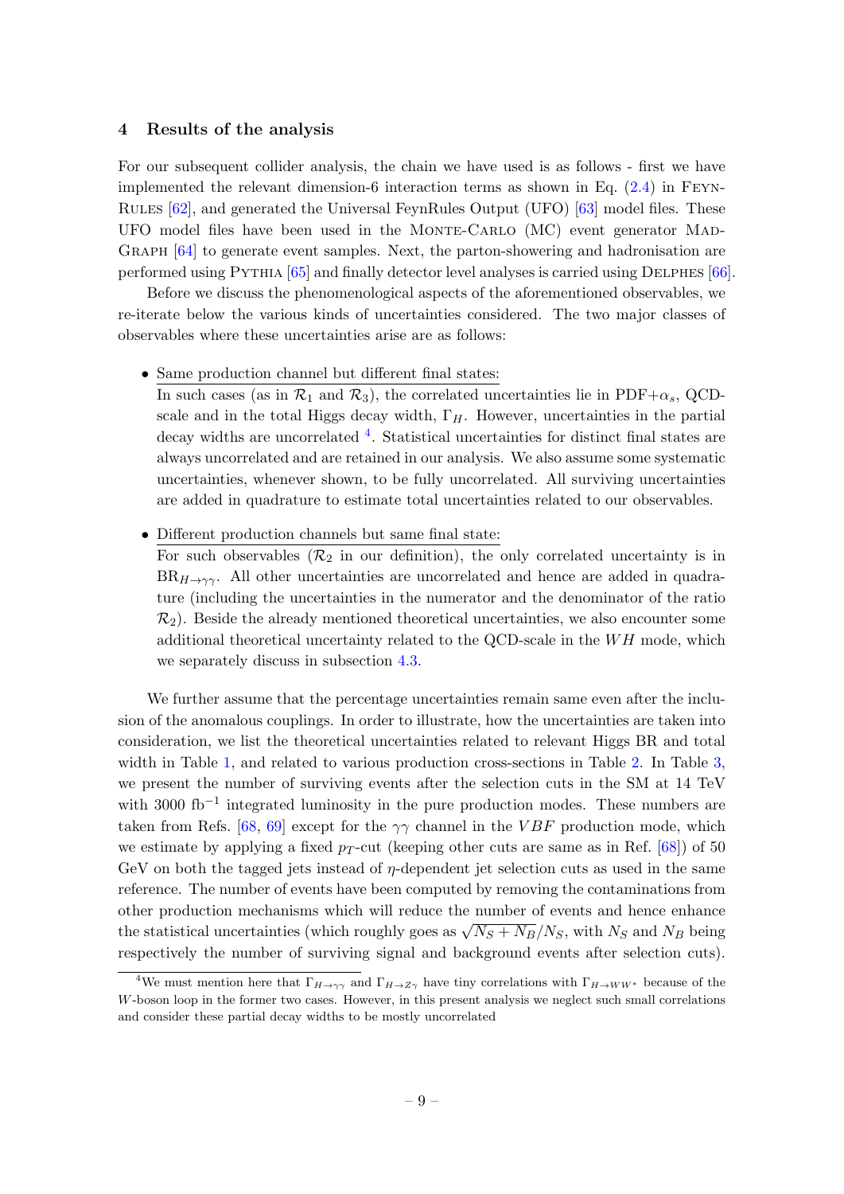## 4 Results of the analysis

For our subsequent collider analysis, the chain we have used is as follows - first we have implemented the relevant dimension-6 interaction terms as shown in Eq. (2.4) in FeynRules [62], and generated the Universal FeynRules Output (UFO) [63] model files. These UFO model files have been used in the Monte-Carlo (MC) event generator MadGraph [64] to generate event samples. Next, the parton-showering and hadronisation are performed using Pythia [65] and finally detector level analyses is carried using Delphes [66].

Before we discuss the phenomenological aspects of the aforementioned observables, we re-iterate below the various kinds of uncertainties considered. The two major classes of observables where these uncertainties arise are as follows:

- Same production channel but different final states:
  In such cases (as in $\mathcal{R}_1$ and $\mathcal{R}_3$), the correlated uncertainties lie in PDF+$\alpha_s$, QCD-scale and in the total Higgs decay width, $\Gamma_H$. However, uncertainties in the partial decay widths are uncorrelated [4]. Statistical uncertainties for distinct final states are always uncorrelated and are retained in our analysis. We also assume some systematic uncertainties, whenever shown, to be fully uncorrelated. All surviving uncertainties are added in quadrature to estimate total uncertainties related to our observables.

- Different production channels but same final state:
  For such observables ($\mathcal{R}_2$ in our definition), the only correlated uncertainty is in $\text{BR}_{H\to\gamma\gamma}$. All other uncertainties are uncorrelated and hence are added in quadrature (including the uncertainties in the numerator and the denominator of the ratio $\mathcal{R}_2$). Beside the already mentioned theoretical uncertainties, we also encounter some additional theoretical uncertainty related to the QCD-scale in the $WH$ mode, which we separately discuss in subsection 4.3.

We further assume that the percentage uncertainties remain same even after the inclusion of the anomalous couplings. In order to illustrate, how the uncertainties are taken into consideration, we list the theoretical uncertainties related to relevant Higgs BR and total width in Table 1, and related to various production cross-sections in Table 2. In Table 3, we present the number of surviving events after the selection cuts in the SM at 14 TeV with 3000 fb$^{-1}$ integrated luminosity in the pure production modes. These numbers are taken from Refs. [68, 69] except for the $\gamma\gamma$ channel in the $VBF$ production mode, which we estimate by applying a fixed $p_T$-cut (keeping other cuts are same as in Ref. [68]) of 50 GeV on both the tagged jets instead of $\eta$-dependent jet selection cuts as used in the same reference. The number of events have been computed by removing the contaminations from other production mechanisms which will reduce the number of events and hence enhance the statistical uncertainties (which roughly goes as $\sqrt{N_S + N_B}/N_S$, with $N_S$ and $N_B$ being respectively the number of surviving signal and background events after selection cuts).

[4] We must mention here that $\Gamma_{H\to\gamma\gamma}$ and $\Gamma_{H\to Z\gamma}$ have tiny correlations with $\Gamma_{H\to WW^*}$ because of the $W$-boson loop in the former two cases. However, in this present analysis we neglect such small correlations and consider these partial decay widths to be mostly uncorrelated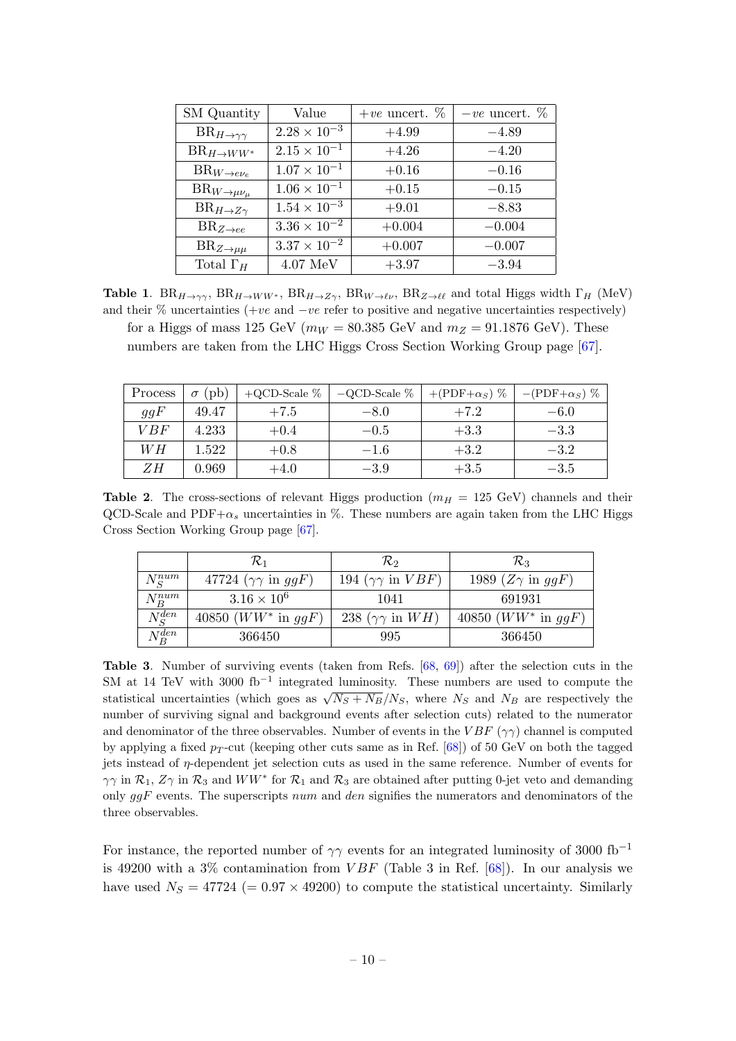| SM Quantity | Value | $+ve$ uncert. % | $-ve$ uncert. % |
|---|---|---|---|
| $\mathrm{BR}_{H\to\gamma\gamma}$ | $2.28\times10^{-3}$ | $+4.99$ | $-4.89$ |
| $\mathrm{BR}_{H\to WW^*}$ | $2.15\times10^{-1}$ | $+4.26$ | $-4.20$ |
| $\mathrm{BR}_{W\to e\nu_e}$ | $1.07\times10^{-1}$ | $+0.16$ | $-0.16$ |
| $\mathrm{BR}_{W\to\mu\nu_\mu}$ | $1.06\times10^{-1}$ | $+0.15$ | $-0.15$ |
| $\mathrm{BR}_{H\to Z\gamma}$ | $1.54\times10^{-3}$ | $+9.01$ | $-8.83$ |
| $\mathrm{BR}_{Z\to ee}$ | $3.36\times10^{-2}$ | $+0.004$ | $-0.004$ |
| $\mathrm{BR}_{Z\to\mu\mu}$ | $3.37\times10^{-2}$ | $+0.007$ | $-0.007$ |
| Total $\Gamma_H$ | 4.07 MeV | $+3.97$ | $-3.94$ |

**Table 1**. $\mathrm{BR}_{H\to\gamma\gamma}$, $\mathrm{BR}_{H\to WW^*}$, $\mathrm{BR}_{H\to Z\gamma}$, $\mathrm{BR}_{W\to\ell\nu}$, $\mathrm{BR}_{Z\to\ell\ell}$ and total Higgs width $\Gamma_H$ (MeV) and their % uncertainties ($+ve$ and $-ve$ refer to positive and negative uncertainties respectively) for a Higgs of mass 125 GeV ($m_W = 80.385$ GeV and $m_Z = 91.1876$ GeV). These numbers are taken from the LHC Higgs Cross Section Working Group page [67].

| Process | $\sigma$ (pb) | +QCD-Scale % | −QCD-Scale % | +(PDF+$\alpha_S$) % | −(PDF+$\alpha_S$) % |
|---|---|---|---|---|---|
| $ggF$ | 49.47 | $+7.5$ | $-8.0$ | $+7.2$ | $-6.0$ |
| $VBF$ | 4.233 | $+0.4$ | $-0.5$ | $+3.3$ | $-3.3$ |
| $WH$ | 1.522 | $+0.8$ | $-1.6$ | $+3.2$ | $-3.2$ |
| $ZH$ | 0.969 | $+4.0$ | $-3.9$ | $+3.5$ | $-3.5$ |

**Table 2**. The cross-sections of relevant Higgs production ($m_H = 125$ GeV) channels and their QCD-Scale and PDF+$\alpha_s$ uncertainties in %. These numbers are again taken from the LHC Higgs Cross Section Working Group page [67].

| | $\mathcal{R}_1$ | $\mathcal{R}_2$ | $\mathcal{R}_3$ |
|---|---|---|---|
| $N_S^{num}$ | 47724 ($\gamma\gamma$ in $ggF$) | 194 ($\gamma\gamma$ in $VBF$) | 1989 ($Z\gamma$ in $ggF$) |
| $N_B^{num}$ | $3.16\times10^6$ | 1041 | 691931 |
| $N_S^{den}$ | 40850 ($WW^*$ in $ggF$) | 238 ($\gamma\gamma$ in $WH$) | 40850 ($WW^*$ in $ggF$) |
| $N_B^{den}$ | 366450 | 995 | 366450 |

**Table 3**. Number of surviving events (taken from Refs. [68, 69]) after the selection cuts in the SM at 14 TeV with 3000 fb$^{-1}$ integrated luminosity. These numbers are used to compute the statistical uncertainties (which goes as $\sqrt{N_S+N_B}/N_S$, where $N_S$ and $N_B$ are respectively the number of surviving signal and background events after selection cuts) related to the numerator and denominator of the three observables. Number of events in the $VBF$ ($\gamma\gamma$) channel is computed by applying a fixed $p_T$-cut (keeping other cuts same as in Ref. [68]) of 50 GeV on both the tagged jets instead of $\eta$-dependent jet selection cuts as used in the same reference. Number of events for $\gamma\gamma$ in $\mathcal{R}_1$, $Z\gamma$ in $\mathcal{R}_3$ and $WW^*$ for $\mathcal{R}_1$ and $\mathcal{R}_3$ are obtained after putting 0-jet veto and demanding only $ggF$ events. The superscripts *num* and *den* signifies the numerators and denominators of the three observables.

For instance, the reported number of $\gamma\gamma$ events for an integrated luminosity of 3000 fb$^{-1}$ is 49200 with a 3% contamination from $VBF$ (Table 3 in Ref. [68]). In our analysis we have used $N_S = 47724$ ($= 0.97 \times 49200$) to compute the statistical uncertainty. Similarly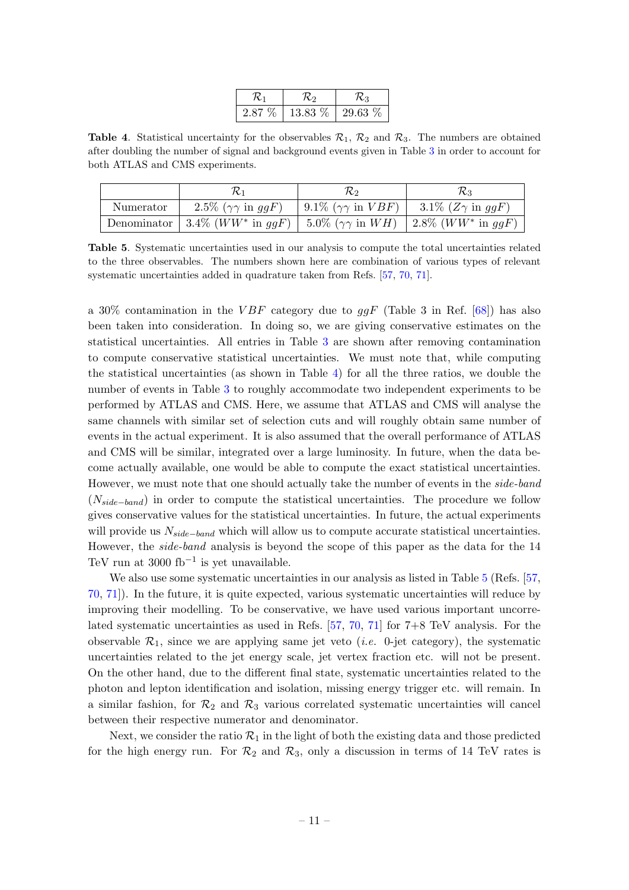| $\mathcal{R}_1$ | $\mathcal{R}_2$ | $\mathcal{R}_3$ |
|---|---|---|
| 2.87 % | 13.83 % | 29.63 % |

**Table 4**. Statistical uncertainty for the observables $\mathcal{R}_1$, $\mathcal{R}_2$ and $\mathcal{R}_3$. The numbers are obtained after doubling the number of signal and background events given in Table 3 in order to account for both ATLAS and CMS experiments.

| | $\mathcal{R}_1$ | $\mathcal{R}_2$ | $\mathcal{R}_3$ |
|---|---|---|---|
| Numerator | 2.5% ($\gamma\gamma$ in $ggF$) | 9.1% ($\gamma\gamma$ in $VBF$) | 3.1% ($Z\gamma$ in $ggF$) |
| Denominator | 3.4% ($WW^*$ in $ggF$) | 5.0% ($\gamma\gamma$ in $WH$) | 2.8% ($WW^*$ in $ggF$) |

**Table 5**. Systematic uncertainties used in our analysis to compute the total uncertainties related to the three observables. The numbers shown here are combination of various types of relevant systematic uncertainties added in quadrature taken from Refs. [57, 70, 71].

a 30% contamination in the $VBF$ category due to $ggF$ (Table 3 in Ref. [68]) has also been taken into consideration. In doing so, we are giving conservative estimates on the statistical uncertainties. All entries in Table 3 are shown after removing contamination to compute conservative statistical uncertainties. We must note that, while computing the statistical uncertainties (as shown in Table 4) for all the three ratios, we double the number of events in Table 3 to roughly accommodate two independent experiments to be performed by ATLAS and CMS. Here, we assume that ATLAS and CMS will analyse the same channels with similar set of selection cuts and will roughly obtain same number of events in the actual experiment. It is also assumed that the overall performance of ATLAS and CMS will be similar, integrated over a large luminosity. In future, when the data become actually available, one would be able to compute the exact statistical uncertainties. However, we must note that one should actually take the number of events in the *side-band* ($N_{side-band}$) in order to compute the statistical uncertainties. The procedure we follow gives conservative values for the statistical uncertainties. In future, the actual experiments will provide us $N_{side-band}$ which will allow us to compute accurate statistical uncertainties. However, the *side-band* analysis is beyond the scope of this paper as the data for the 14 TeV run at 3000 fb$^{-1}$ is yet unavailable.

We also use some systematic uncertainties in our analysis as listed in Table 5 (Refs. [57, 70, 71]). In the future, it is quite expected, various systematic uncertainties will reduce by improving their modelling. To be conservative, we have used various important uncorrelated systematic uncertainties as used in Refs. [57, 70, 71] for 7+8 TeV analysis. For the observable $\mathcal{R}_1$, since we are applying same jet veto (*i.e.* 0-jet category), the systematic uncertainties related to the jet energy scale, jet vertex fraction etc. will not be present. On the other hand, due to the different final state, systematic uncertainties related to the photon and lepton identification and isolation, missing energy trigger etc. will remain. In a similar fashion, for $\mathcal{R}_2$ and $\mathcal{R}_3$ various correlated systematic uncertainties will cancel between their respective numerator and denominator.

Next, we consider the ratio $\mathcal{R}_1$ in the light of both the existing data and those predicted for the high energy run. For $\mathcal{R}_2$ and $\mathcal{R}_3$, only a discussion in terms of 14 TeV rates is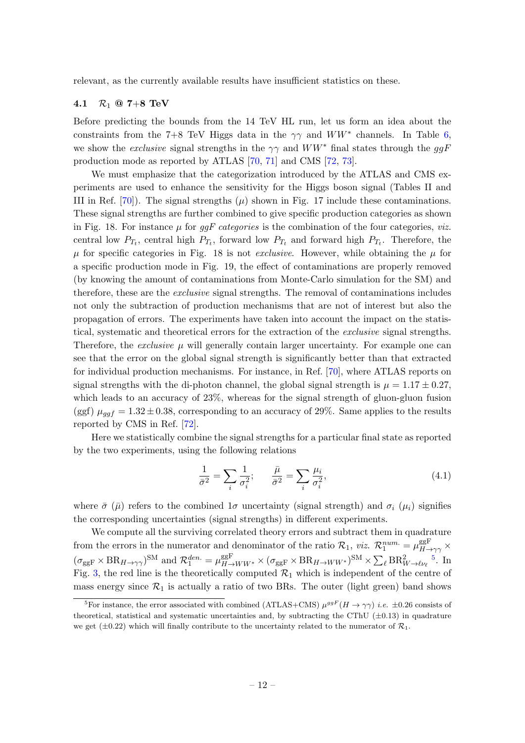relevant, as the currently available results have insufficient statistics on these.

### 4.1 $\mathcal{R}_1$ @ 7+8 TeV

Before predicting the bounds from the 14 TeV HL run, let us form an idea about the constraints from the 7+8 TeV Higgs data in the $\gamma\gamma$ and $WW^*$ channels. In Table 6, we show the *exclusive* signal strengths in the $\gamma\gamma$ and $WW^*$ final states through the $ggF$ production mode as reported by ATLAS [70, 71] and CMS [72, 73].

We must emphasize that the categorization introduced by the ATLAS and CMS experiments are used to enhance the sensitivity for the Higgs boson signal (Tables II and III in Ref. [70]). The signal strengths ($\mu$) shown in Fig. 17 include these contaminations. These signal strengths are further combined to give specific production categories as shown in Fig. 18. For instance $\mu$ for *ggF categories* is the combination of the four categories, *viz.* central low $P_{T_t}$, central high $P_{T_t}$, forward low $P_{T_t}$ and forward high $P_{T_t}$. Therefore, the $\mu$ for specific categories in Fig. 18 is not *exclusive*. However, while obtaining the $\mu$ for a specific production mode in Fig. 19, the effect of contaminations are properly removed (by knowing the amount of contaminations from Monte-Carlo simulation for the SM) and therefore, these are the *exclusive* signal strengths. The removal of contaminations includes not only the subtraction of production mechanisms that are not of interest but also the propagation of errors. The experiments have taken into account the impact on the statistical, systematic and theoretical errors for the extraction of the *exclusive* signal strengths. Therefore, the *exclusive* $\mu$ will generally contain larger uncertainty. For example one can see that the error on the global signal strength is significantly better than that extracted for individual production mechanisms. For instance, in Ref. [70], where ATLAS reports on signal strengths with the di-photon channel, the global signal strength is $\mu = 1.17 \pm 0.27$, which leads to an accuracy of 23%, whereas for the signal strength of gluon-gluon fusion (ggf) $\mu_{ggf} = 1.32 \pm 0.38$, corresponding to an accuracy of 29%. Same applies to the results reported by CMS in Ref. [72].

Here we statistically combine the signal strengths for a particular final state as reported by the two experiments, using the following relations

$$\frac{1}{\bar{\sigma}^2} = \sum_i \frac{1}{\sigma_i^2}; \qquad \frac{\bar{\mu}}{\bar{\sigma}^2} = \sum_i \frac{\mu_i}{\sigma_i^2}, \tag{4.1}$$

where $\bar{\sigma}$ ($\bar{\mu}$) refers to the combined $1\sigma$ uncertainty (signal strength) and $\sigma_i$ ($\mu_i$) signifies the corresponding uncertainties (signal strengths) in different experiments.

We compute all the surviving correlated theory errors and subtract them in quadrature from the errors in the numerator and denominator of the ratio $\mathcal{R}_1$, *viz.* $\mathcal{R}_1^{num.} = \mu^{\rm ggF}_{H\to\gamma\gamma} \times (\sigma_{\rm ggF} \times {\rm BR}_{H\to\gamma\gamma})^{\rm SM}$ and $\mathcal{R}_1^{den.} = \mu^{\rm ggF}_{H\to WW^*} \times (\sigma_{\rm ggF} \times {\rm BR}_{H\to WW^*})^{\rm SM} \times \sum_\ell {\rm BR}^2_{W\to\ell\nu_\ell}$ [5]. In Fig. 3, the red line is the theoretically computed $\mathcal{R}_1$ which is independent of the centre of mass energy since $\mathcal{R}_1$ is actually a ratio of two BRs. The outer (light green) band shows

[5] For instance, the error associated with combined (ATLAS+CMS) $\mu^{ggF}(H \to \gamma\gamma)$ *i.e.* $\pm 0.26$ consists of theoretical, statistical and systematic uncertainties and, by subtracting the CThU ($\pm 0.13$) in quadrature we get ($\pm 0.22$) which will finally contribute to the uncertainty related to the numerator of $\mathcal{R}_1$.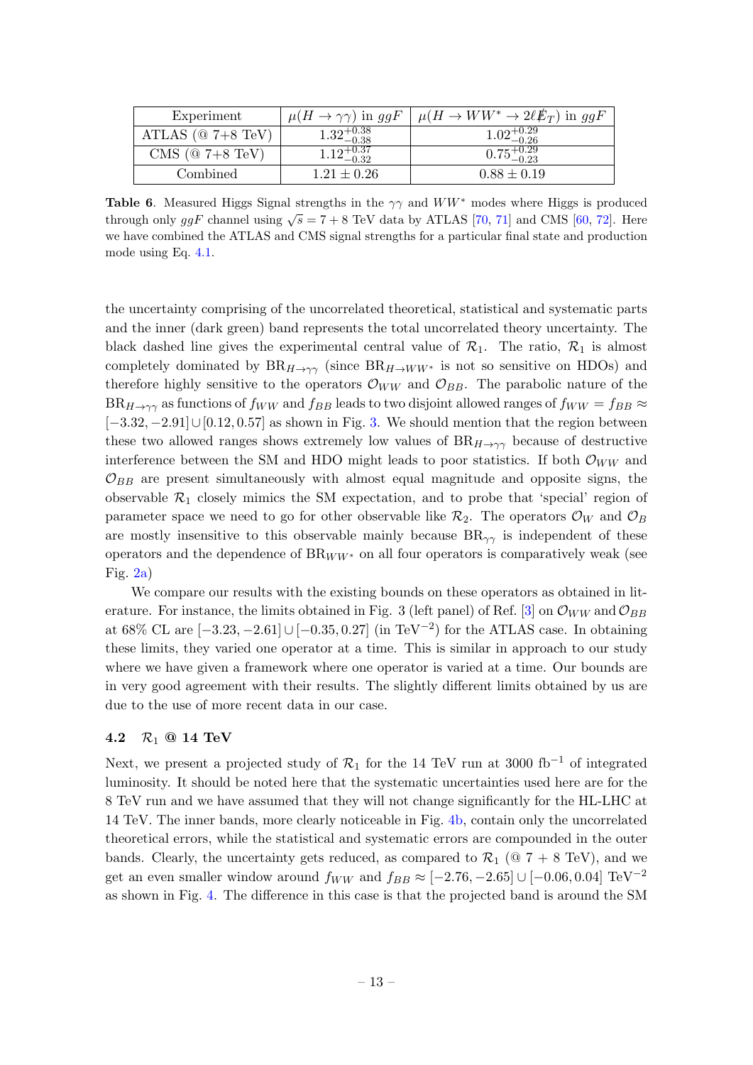| Experiment | $\mu(H \to \gamma\gamma)$ in $ggF$ | $\mu(H \to WW^* \to 2\ell \not{E}_T)$ in $ggF$ |
|---|---|---|
| ATLAS (@ 7+8 TeV) | $1.32^{+0.38}_{-0.38}$ | $1.02^{+0.29}_{-0.26}$ |
| CMS (@ 7+8 TeV) | $1.12^{+0.37}_{-0.32}$ | $0.75^{+0.29}_{-0.23}$ |
| Combined | $1.21 \pm 0.26$ | $0.88 \pm 0.19$ |

**Table 6**. Measured Higgs Signal strengths in the $\gamma\gamma$ and $WW^*$ modes where Higgs is produced through only $ggF$ channel using $\sqrt{s} = 7 + 8$ TeV data by ATLAS [70, 71] and CMS [60, 72]. Here we have combined the ATLAS and CMS signal strengths for a particular final state and production mode using Eq. 4.1.

the uncertainty comprising of the uncorrelated theoretical, statistical and systematic parts and the inner (dark green) band represents the total uncorrelated theory uncertainty. The black dashed line gives the experimental central value of $\mathcal{R}_1$. The ratio, $\mathcal{R}_1$ is almost completely dominated by $\text{BR}_{H\to\gamma\gamma}$ (since $\text{BR}_{H\to WW^*}$ is not so sensitive on HDOs) and therefore highly sensitive to the operators $\mathcal{O}_{WW}$ and $\mathcal{O}_{BB}$. The parabolic nature of the $\text{BR}_{H\to\gamma\gamma}$ as functions of $f_{WW}$ and $f_{BB}$ leads to two disjoint allowed ranges of $f_{WW} = f_{BB} \approx [-3.32, -2.91] \cup [0.12, 0.57]$ as shown in Fig. 3. We should mention that the region between these two allowed ranges shows extremely low values of $\text{BR}_{H\to\gamma\gamma}$ because of destructive interference between the SM and HDO might leads to poor statistics. If both $\mathcal{O}_{WW}$ and $\mathcal{O}_{BB}$ are present simultaneously with almost equal magnitude and opposite signs, the observable $\mathcal{R}_1$ closely mimics the SM expectation, and to probe that 'special' region of parameter space we need to go for other observable like $\mathcal{R}_2$. The operators $\mathcal{O}_W$ and $\mathcal{O}_B$ are mostly insensitive to this observable mainly because $\text{BR}_{\gamma\gamma}$ is independent of these operators and the dependence of $\text{BR}_{WW^*}$ on all four operators is comparatively weak (see Fig. 2a)

We compare our results with the existing bounds on these operators as obtained in literature. For instance, the limits obtained in Fig. 3 (left panel) of Ref. [3] on $\mathcal{O}_{WW}$ and $\mathcal{O}_{BB}$ at 68% CL are $[-3.23, -2.61] \cup [-0.35, 0.27]$ (in $\text{TeV}^{-2}$) for the ATLAS case. In obtaining these limits, they varied one operator at a time. This is similar in approach to our study where we have given a framework where one operator is varied at a time. Our bounds are in very good agreement with their results. The slightly different limits obtained by us are due to the use of more recent data in our case.

### 4.2 $\mathcal{R}_1$ @ 14 TeV

Next, we present a projected study of $\mathcal{R}_1$ for the 14 TeV run at 3000 $\text{fb}^{-1}$ of integrated luminosity. It should be noted here that the systematic uncertainties used here are for the 8 TeV run and we have assumed that they will not change significantly for the HL-LHC at 14 TeV. The inner bands, more clearly noticeable in Fig. 4b, contain only the uncorrelated theoretical errors, while the statistical and systematic errors are compounded in the outer bands. Clearly, the uncertainty gets reduced, as compared to $\mathcal{R}_1$ (@ 7 + 8 TeV), and we get an even smaller window around $f_{WW}$ and $f_{BB} \approx [-2.76, -2.65] \cup [-0.06, 0.04]$ $\text{TeV}^{-2}$ as shown in Fig. 4. The difference in this case is that the projected band is around the SM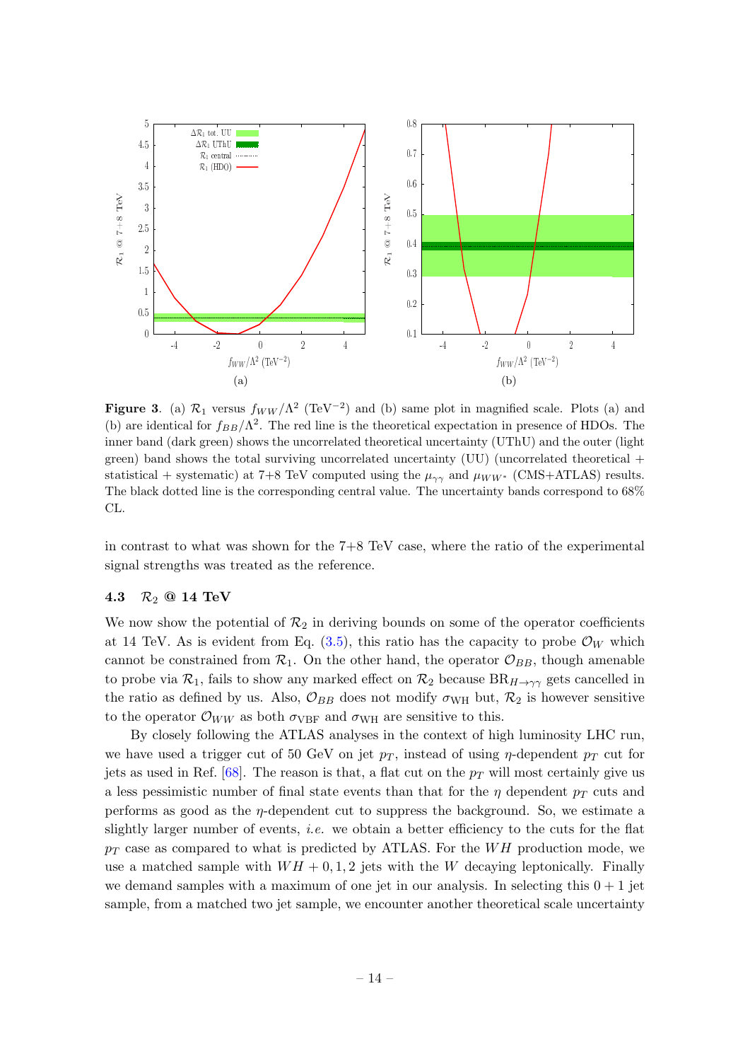**Figure 3**. (a) $\mathcal{R}_1$ versus $f_{WW}/\Lambda^2$ (TeV$^{-2}$) and (b) same plot in magnified scale. Plots (a) and (b) are identical for $f_{BB}/\Lambda^2$. The red line is the theoretical expectation in presence of HDOs. The inner band (dark green) shows the uncorrelated theoretical uncertainty (UThU) and the outer (light green) band shows the total surviving uncorrelated uncertainty (UU) (uncorrelated theoretical + statistical + systematic) at 7+8 TeV computed using the $\mu_{\gamma\gamma}$ and $\mu_{WW^*}$ (CMS+ATLAS) results. The black dotted line is the corresponding central value. The uncertainty bands correspond to 68% CL.

in contrast to what was shown for the 7+8 TeV case, where the ratio of the experimental signal strengths was treated as the reference.

### 4.3 $\mathcal{R}_2$ @ 14 TeV

We now show the potential of $\mathcal{R}_2$ in deriving bounds on some of the operator coefficients at 14 TeV. As is evident from Eq. (3.5), this ratio has the capacity to probe $\mathcal{O}_W$ which cannot be constrained from $\mathcal{R}_1$. On the other hand, the operator $\mathcal{O}_{BB}$, though amenable to probe via $\mathcal{R}_1$, fails to show any marked effect on $\mathcal{R}_2$ because $\text{BR}_{H\to\gamma\gamma}$ gets cancelled in the ratio as defined by us. Also, $\mathcal{O}_{BB}$ does not modify $\sigma_{\text{WH}}$ but, $\mathcal{R}_2$ is however sensitive to the operator $\mathcal{O}_{WW}$ as both $\sigma_{\text{VBF}}$ and $\sigma_{\text{WH}}$ are sensitive to this.

By closely following the ATLAS analyses in the context of high luminosity LHC run, we have used a trigger cut of 50 GeV on jet $p_T$, instead of using $\eta$-dependent $p_T$ cut for jets as used in Ref. [68]. The reason is that, a flat cut on the $p_T$ will most certainly give us a less pessimistic number of final state events than that for the $\eta$ dependent $p_T$ cuts and performs as good as the $\eta$-dependent cut to suppress the background. So, we estimate a slightly larger number of events, *i.e.* we obtain a better efficiency to the cuts for the flat $p_T$ case as compared to what is predicted by ATLAS. For the $WH$ production mode, we use a matched sample with $WH + 0, 1, 2$ jets with the $W$ decaying leptonically. Finally we demand samples with a maximum of one jet in our analysis. In selecting this $0 + 1$ jet sample, from a matched two jet sample, we encounter another theoretical scale uncertainty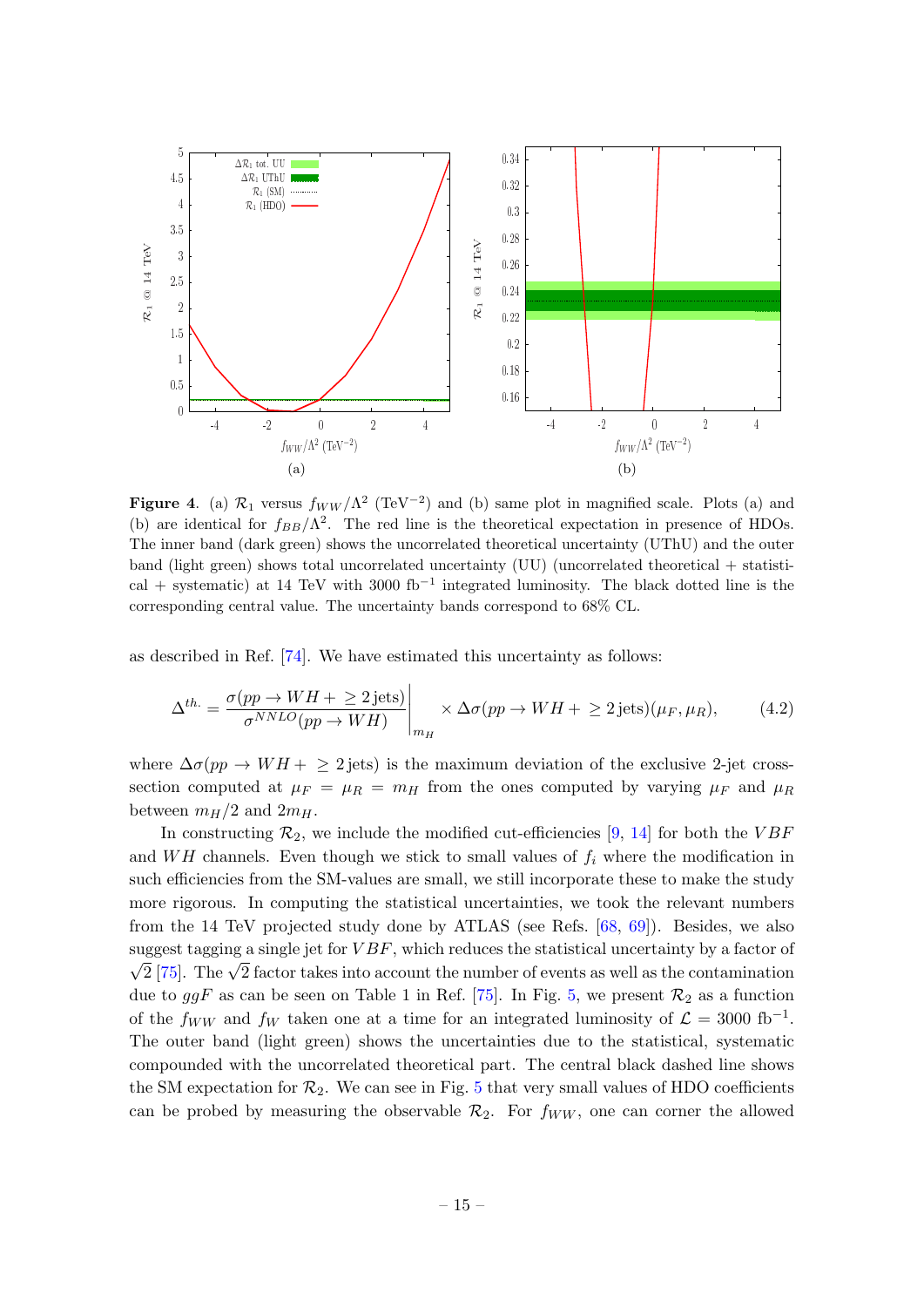**Figure 4**. (a) $\mathcal{R}_1$ versus $f_{WW}/\Lambda^2$ (TeV$^{-2}$) and (b) same plot in magnified scale. Plots (a) and (b) are identical for $f_{BB}/\Lambda^2$. The red line is the theoretical expectation in presence of HDOs. The inner band (dark green) shows the uncorrelated theoretical uncertainty (UThU) and the outer band (light green) shows total uncorrelated uncertainty (UU) (uncorrelated theoretical + statistical + systematic) at 14 TeV with 3000 fb$^{-1}$ integrated luminosity. The black dotted line is the corresponding central value. The uncertainty bands correspond to 68% CL.

as described in Ref. [74]. We have estimated this uncertainty as follows:

$$\Delta^{th.} = \left.\frac{\sigma(pp \to WH + \geq 2\,\text{jets})}{\sigma^{NNLO}(pp \to WH)}\right|_{m_H} \times \Delta\sigma(pp \to WH + \geq 2\,\text{jets})(\mu_F, \mu_R), \tag{4.2}$$

where $\Delta\sigma(pp \to WH + \geq 2\,\text{jets})$ is the maximum deviation of the exclusive 2-jet cross-section computed at $\mu_F = \mu_R = m_H$ from the ones computed by varying $\mu_F$ and $\mu_R$ between $m_H/2$ and $2m_H$.

In constructing $\mathcal{R}_2$, we include the modified cut-efficiencies [9, 14] for both the $VBF$ and $WH$ channels. Even though we stick to small values of $f_i$ where the modification in such efficiencies from the SM-values are small, we still incorporate these to make the study more rigorous. In computing the statistical uncertainties, we took the relevant numbers from the 14 TeV projected study done by ATLAS (see Refs. [68, 69]). Besides, we also suggest tagging a single jet for $VBF$, which reduces the statistical uncertainty by a factor of $\sqrt{2}$ [75]. The $\sqrt{2}$ factor takes into account the number of events as well as the contamination due to $ggF$ as can be seen on Table 1 in Ref. [75]. In Fig. 5, we present $\mathcal{R}_2$ as a function of the $f_{WW}$ and $f_W$ taken one at a time for an integrated luminosity of $\mathcal{L} = 3000$ fb$^{-1}$. The outer band (light green) shows the uncertainties due to the statistical, systematic compounded with the uncorrelated theoretical part. The central black dashed line shows the SM expectation for $\mathcal{R}_2$. We can see in Fig. 5 that very small values of HDO coefficients can be probed by measuring the observable $\mathcal{R}_2$. For $f_{WW}$, one can corner the allowed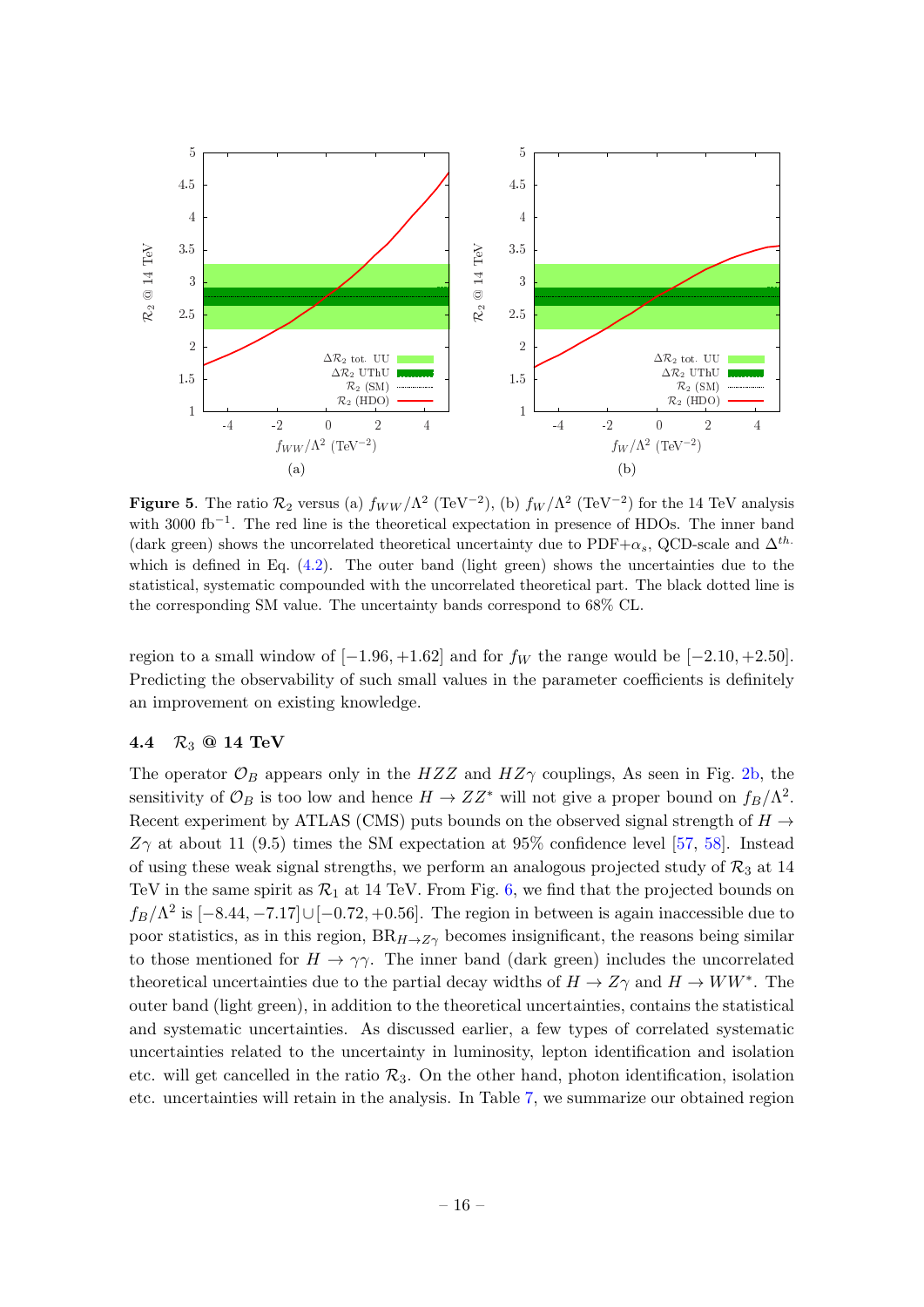**Figure 5**. The ratio $\mathcal{R}_2$ versus (a) $f_{WW}/\Lambda^2$ (TeV$^{-2}$), (b) $f_W/\Lambda^2$ (TeV$^{-2}$) for the 14 TeV analysis with 3000 fb$^{-1}$. The red line is the theoretical expectation in presence of HDOs. The inner band (dark green) shows the uncorrelated theoretical uncertainty due to PDF+$\alpha_s$, QCD-scale and $\Delta^{th.}$ which is defined in Eq. (4.2). The outer band (light green) shows the uncertainties due to the statistical, systematic compounded with the uncorrelated theoretical part. The black dotted line is the corresponding SM value. The uncertainty bands correspond to 68% CL.

region to a small window of $[-1.96, +1.62]$ and for $f_W$ the range would be $[-2.10, +2.50]$. Predicting the observability of such small values in the parameter coefficients is definitely an improvement on existing knowledge.

### 4.4 $\mathcal{R}_3$ @ 14 TeV

The operator $\mathcal{O}_B$ appears only in the $HZZ$ and $HZ\gamma$ couplings, As seen in Fig. 2b, the sensitivity of $\mathcal{O}_B$ is too low and hence $H \to ZZ^*$ will not give a proper bound on $f_B/\Lambda^2$. Recent experiment by ATLAS (CMS) puts bounds on the observed signal strength of $H \to Z\gamma$ at about 11 (9.5) times the SM expectation at 95% confidence level [57, 58]. Instead of using these weak signal strengths, we perform an analogous projected study of $\mathcal{R}_3$ at 14 TeV in the same spirit as $\mathcal{R}_1$ at 14 TeV. From Fig. 6, we find that the projected bounds on $f_B/\Lambda^2$ is $[-8.44, -7.17] \cup [-0.72, +0.56]$. The region in between is again inaccessible due to poor statistics, as in this region, $\text{BR}_{H\to Z\gamma}$ becomes insignificant, the reasons being similar to those mentioned for $H \to \gamma\gamma$. The inner band (dark green) includes the uncorrelated theoretical uncertainties due to the partial decay widths of $H \to Z\gamma$ and $H \to WW^*$. The outer band (light green), in addition to the theoretical uncertainties, contains the statistical and systematic uncertainties. As discussed earlier, a few types of correlated systematic uncertainties related to the uncertainty in luminosity, lepton identification and isolation etc. will get cancelled in the ratio $\mathcal{R}_3$. On the other hand, photon identification, isolation etc. uncertainties will retain in the analysis. In Table 7, we summarize our obtained region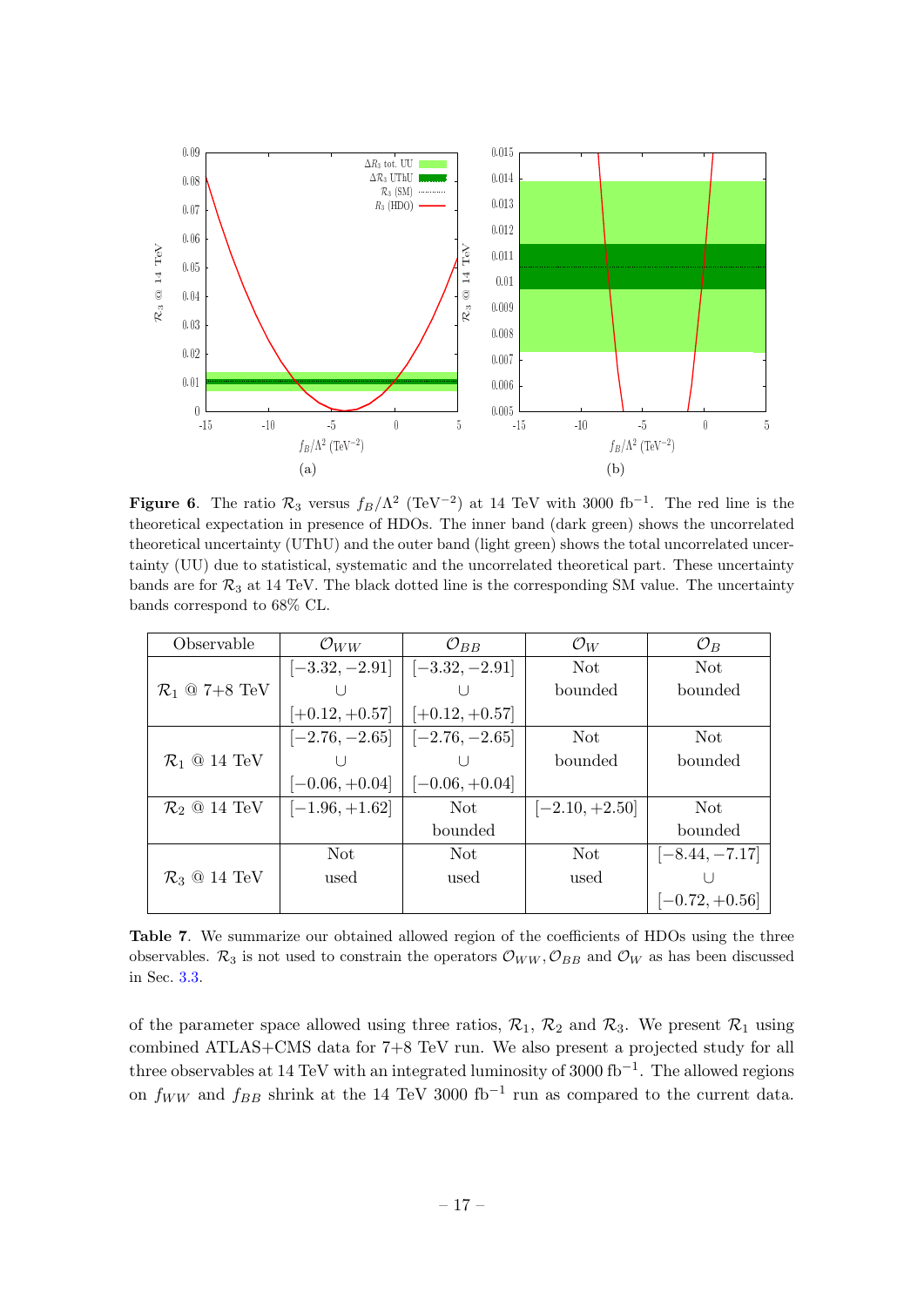**Figure 6**. The ratio $\mathcal{R}_3$ versus $f_B/\Lambda^2$ (TeV$^{-2}$) at 14 TeV with 3000 fb$^{-1}$. The red line is the theoretical expectation in presence of HDOs. The inner band (dark green) shows the uncorrelated theoretical uncertainty (UThU) and the outer band (light green) shows the total uncorrelated uncertainty (UU) due to statistical, systematic and the uncorrelated theoretical part. These uncertainty bands are for $\mathcal{R}_3$ at 14 TeV. The black dotted line is the corresponding SM value. The uncertainty bands correspond to 68% CL.

| Observable | $\mathcal{O}_{WW}$ | $\mathcal{O}_{BB}$ | $\mathcal{O}_W$ | $\mathcal{O}_B$ |
|---|---|---|---|---|
| $\mathcal{R}_1$ @ 7+8 TeV | $[-3.32, -2.91] \cup [+0.12, +0.57]$ | $[-3.32, -2.91] \cup [+0.12, +0.57]$ | Not bounded | Not bounded |
| $\mathcal{R}_1$ @ 14 TeV | $[-2.76, -2.65] \cup [-0.06, +0.04]$ | $[-2.76, -2.65] \cup [-0.06, +0.04]$ | Not bounded | Not bounded |
| $\mathcal{R}_2$ @ 14 TeV | $[-1.96, +1.62]$ | Not bounded | $[-2.10, +2.50]$ | Not bounded |
| $\mathcal{R}_3$ @ 14 TeV | Not used | Not used | Not used | $[-8.44, -7.17] \cup [-0.72, +0.56]$ |

**Table 7**. We summarize our obtained allowed region of the coefficients of HDOs using the three observables. $\mathcal{R}_3$ is not used to constrain the operators $\mathcal{O}_{WW}, \mathcal{O}_{BB}$ and $\mathcal{O}_W$ as has been discussed in Sec. 3.3.

of the parameter space allowed using three ratios, $\mathcal{R}_1$, $\mathcal{R}_2$ and $\mathcal{R}_3$. We present $\mathcal{R}_1$ using combined ATLAS+CMS data for 7+8 TeV run. We also present a projected study for all three observables at 14 TeV with an integrated luminosity of 3000 fb$^{-1}$. The allowed regions on $f_{WW}$ and $f_{BB}$ shrink at the 14 TeV 3000 fb$^{-1}$ run as compared to the current data.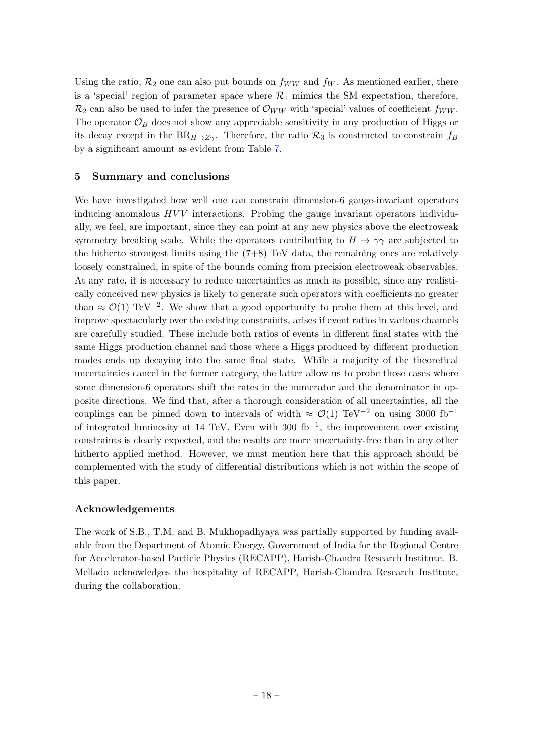Using the ratio, $\mathcal{R}_2$ one can also put bounds on $f_{WW}$ and $f_W$. As mentioned earlier, there is a 'special' region of parameter space where $\mathcal{R}_1$ mimics the SM expectation, therefore, $\mathcal{R}_2$ can also be used to infer the presence of $\mathcal{O}_{WW}$ with 'special' values of coefficient $f_{WW}$. The operator $\mathcal{O}_B$ does not show any appreciable sensitivity in any production of Higgs or its decay except in the $\text{BR}_{H\to Z\gamma}$. Therefore, the ratio $\mathcal{R}_3$ is constructed to constrain $f_B$ by a significant amount as evident from Table 7.

## 5 Summary and conclusions

We have investigated how well one can constrain dimension-6 gauge-invariant operators inducing anomalous $HVV$ interactions. Probing the gauge invariant operators individually, we feel, are important, since they can point at any new physics above the electroweak symmetry breaking scale. While the operators contributing to $H \to \gamma\gamma$ are subjected to the hitherto strongest limits using the (7+8) TeV data, the remaining ones are relatively loosely constrained, in spite of the bounds coming from precision electroweak observables. At any rate, it is necessary to reduce uncertainties as much as possible, since any realistically conceived new physics is likely to generate such operators with coefficients no greater than $\approx \mathcal{O}(1)$ TeV$^{-2}$. We show that a good opportunity to probe them at this level, and improve spectacularly over the existing constraints, arises if event ratios in various channels are carefully studied. These include both ratios of events in different final states with the same Higgs production channel and those where a Higgs produced by different production modes ends up decaying into the same final state. While a majority of the theoretical uncertainties cancel in the former category, the latter allow us to probe those cases where some dimension-6 operators shift the rates in the numerator and the denominator in opposite directions. We find that, after a thorough consideration of all uncertainties, all the couplings can be pinned down to intervals of width $\approx \mathcal{O}(1)$ TeV$^{-2}$ on using 3000 fb$^{-1}$ of integrated luminosity at 14 TeV. Even with 300 fb$^{-1}$, the improvement over existing constraints is clearly expected, and the results are more uncertainty-free than in any other hitherto applied method. However, we must mention here that this approach should be complemented with the study of differential distributions which is not within the scope of this paper.

## Acknowledgements

The work of S.B., T.M. and B. Mukhopadhyaya was partially supported by funding available from the Department of Atomic Energy, Government of India for the Regional Centre for Accelerator-based Particle Physics (RECAPP), Harish-Chandra Research Institute. B. Mellado acknowledges the hospitality of RECAPP, Harish-Chandra Research Institute, during the collaboration.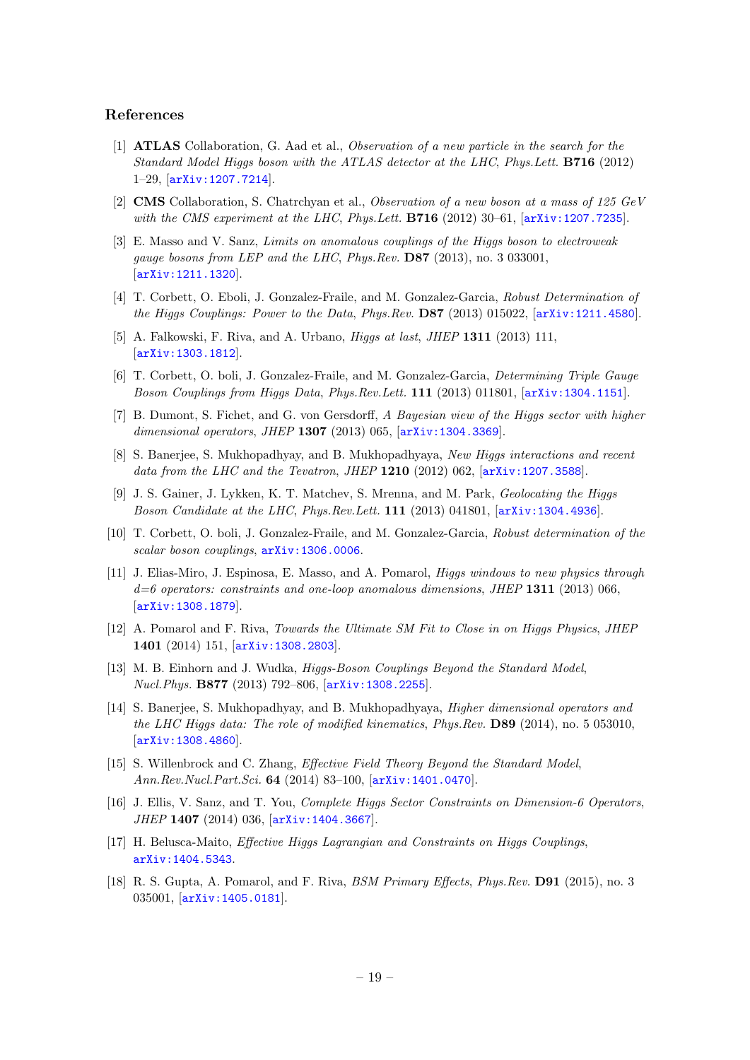## References

[1] **ATLAS** Collaboration, G. Aad et al., *Observation of a new particle in the search for the Standard Model Higgs boson with the ATLAS detector at the LHC*, *Phys.Lett.* **B716** (2012) 1–29, [arXiv:1207.7214].

[2] **CMS** Collaboration, S. Chatrchyan et al., *Observation of a new boson at a mass of 125 GeV with the CMS experiment at the LHC*, *Phys.Lett.* **B716** (2012) 30–61, [arXiv:1207.7235].

[3] E. Masso and V. Sanz, *Limits on anomalous couplings of the Higgs boson to electroweak gauge bosons from LEP and the LHC*, *Phys.Rev.* **D87** (2013), no. 3 033001, [arXiv:1211.1320].

[4] T. Corbett, O. Eboli, J. Gonzalez-Fraile, and M. Gonzalez-Garcia, *Robust Determination of the Higgs Couplings: Power to the Data*, *Phys.Rev.* **D87** (2013) 015022, [arXiv:1211.4580].

[5] A. Falkowski, F. Riva, and A. Urbano, *Higgs at last*, *JHEP* **1311** (2013) 111, [arXiv:1303.1812].

[6] T. Corbett, O. boli, J. Gonzalez-Fraile, and M. Gonzalez-Garcia, *Determining Triple Gauge Boson Couplings from Higgs Data*, *Phys.Rev.Lett.* **111** (2013) 011801, [arXiv:1304.1151].

[7] B. Dumont, S. Fichet, and G. von Gersdorff, *A Bayesian view of the Higgs sector with higher dimensional operators*, *JHEP* **1307** (2013) 065, [arXiv:1304.3369].

[8] S. Banerjee, S. Mukhopadhyay, and B. Mukhopadhyaya, *New Higgs interactions and recent data from the LHC and the Tevatron*, *JHEP* **1210** (2012) 062, [arXiv:1207.3588].

[9] J. S. Gainer, J. Lykken, K. T. Matchev, S. Mrenna, and M. Park, *Geolocating the Higgs Boson Candidate at the LHC*, *Phys.Rev.Lett.* **111** (2013) 041801, [arXiv:1304.4936].

[10] T. Corbett, O. boli, J. Gonzalez-Fraile, and M. Gonzalez-Garcia, *Robust determination of the scalar boson couplings*, arXiv:1306.0006.

[11] J. Elias-Miro, J. Espinosa, E. Masso, and A. Pomarol, *Higgs windows to new physics through d=6 operators: constraints and one-loop anomalous dimensions*, *JHEP* **1311** (2013) 066, [arXiv:1308.1879].

[12] A. Pomarol and F. Riva, *Towards the Ultimate SM Fit to Close in on Higgs Physics*, *JHEP* **1401** (2014) 151, [arXiv:1308.2803].

[13] M. B. Einhorn and J. Wudka, *Higgs-Boson Couplings Beyond the Standard Model*, *Nucl.Phys.* **B877** (2013) 792–806, [arXiv:1308.2255].

[14] S. Banerjee, S. Mukhopadhyay, and B. Mukhopadhyaya, *Higher dimensional operators and the LHC Higgs data: The role of modified kinematics*, *Phys.Rev.* **D89** (2014), no. 5 053010, [arXiv:1308.4860].

[15] S. Willenbrock and C. Zhang, *Effective Field Theory Beyond the Standard Model*, *Ann.Rev.Nucl.Part.Sci.* **64** (2014) 83–100, [arXiv:1401.0470].

[16] J. Ellis, V. Sanz, and T. You, *Complete Higgs Sector Constraints on Dimension-6 Operators*, *JHEP* **1407** (2014) 036, [arXiv:1404.3667].

[17] H. Belusca-Maito, *Effective Higgs Lagrangian and Constraints on Higgs Couplings*, arXiv:1404.5343.

[18] R. S. Gupta, A. Pomarol, and F. Riva, *BSM Primary Effects*, *Phys.Rev.* **D91** (2015), no. 3 035001, [arXiv:1405.0181].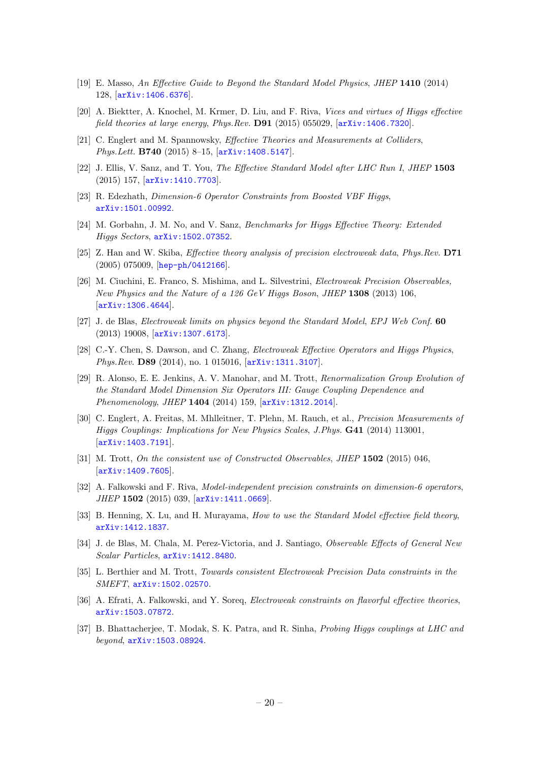[19] E. Masso, *An Effective Guide to Beyond the Standard Model Physics*, *JHEP* **1410** (2014) 128, [arXiv:1406.6376].

[20] A. Biektter, A. Knochel, M. Krmer, D. Liu, and F. Riva, *Vices and virtues of Higgs effective field theories at large energy*, *Phys.Rev.* **D91** (2015) 055029, [arXiv:1406.7320].

[21] C. Englert and M. Spannowsky, *Effective Theories and Measurements at Colliders*, *Phys.Lett.* **B740** (2015) 8–15, [arXiv:1408.5147].

[22] J. Ellis, V. Sanz, and T. You, *The Effective Standard Model after LHC Run I*, *JHEP* **1503** (2015) 157, [arXiv:1410.7703].

[23] R. Edezhath, *Dimension-6 Operator Constraints from Boosted VBF Higgs*, arXiv:1501.00992.

[24] M. Gorbahn, J. M. No, and V. Sanz, *Benchmarks for Higgs Effective Theory: Extended Higgs Sectors*, arXiv:1502.07352.

[25] Z. Han and W. Skiba, *Effective theory analysis of precision electroweak data*, *Phys.Rev.* **D71** (2005) 075009, [hep-ph/0412166].

[26] M. Ciuchini, E. Franco, S. Mishima, and L. Silvestrini, *Electroweak Precision Observables, New Physics and the Nature of a 126 GeV Higgs Boson*, *JHEP* **1308** (2013) 106, [arXiv:1306.4644].

[27] J. de Blas, *Electroweak limits on physics beyond the Standard Model*, *EPJ Web Conf.* **60** (2013) 19008, [arXiv:1307.6173].

[28] C.-Y. Chen, S. Dawson, and C. Zhang, *Electroweak Effective Operators and Higgs Physics*, *Phys.Rev.* **D89** (2014), no. 1 015016, [arXiv:1311.3107].

[29] R. Alonso, E. E. Jenkins, A. V. Manohar, and M. Trott, *Renormalization Group Evolution of the Standard Model Dimension Six Operators III: Gauge Coupling Dependence and Phenomenology*, *JHEP* **1404** (2014) 159, [arXiv:1312.2014].

[30] C. Englert, A. Freitas, M. Mhlleitner, T. Plehn, M. Rauch, et al., *Precision Measurements of Higgs Couplings: Implications for New Physics Scales*, *J.Phys.* **G41** (2014) 113001, [arXiv:1403.7191].

[31] M. Trott, *On the consistent use of Constructed Observables*, *JHEP* **1502** (2015) 046, [arXiv:1409.7605].

[32] A. Falkowski and F. Riva, *Model-independent precision constraints on dimension-6 operators*, *JHEP* **1502** (2015) 039, [arXiv:1411.0669].

[33] B. Henning, X. Lu, and H. Murayama, *How to use the Standard Model effective field theory*, arXiv:1412.1837.

[34] J. de Blas, M. Chala, M. Perez-Victoria, and J. Santiago, *Observable Effects of General New Scalar Particles*, arXiv:1412.8480.

[35] L. Berthier and M. Trott, *Towards consistent Electroweak Precision Data constraints in the SMEFT*, arXiv:1502.02570.

[36] A. Efrati, A. Falkowski, and Y. Soreq, *Electroweak constraints on flavorful effective theories*, arXiv:1503.07872.

[37] B. Bhattacherjee, T. Modak, S. K. Patra, and R. Sinha, *Probing Higgs couplings at LHC and beyond*, arXiv:1503.08924.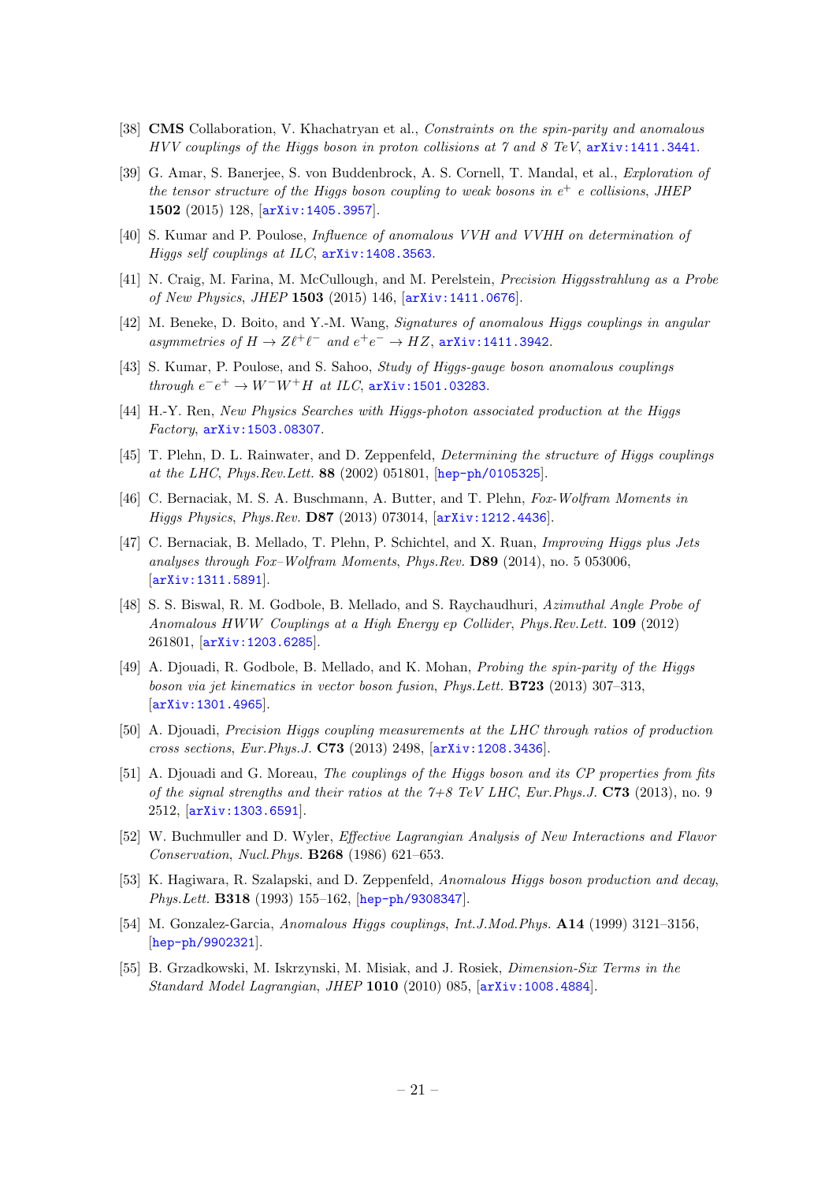[38] **CMS** Collaboration, V. Khachatryan et al., *Constraints on the spin-parity and anomalous HVV couplings of the Higgs boson in proton collisions at 7 and 8 TeV*, arXiv:1411.3441.

[39] G. Amar, S. Banerjee, S. von Buddenbrock, A. S. Cornell, T. Mandal, et al., *Exploration of the tensor structure of the Higgs boson coupling to weak bosons in $e^+$ e collisions*, *JHEP* **1502** (2015) 128, [arXiv:1405.3957].

[40] S. Kumar and P. Poulose, *Influence of anomalous VVH and VVHH on determination of Higgs self couplings at ILC*, arXiv:1408.3563.

[41] N. Craig, M. Farina, M. McCullough, and M. Perelstein, *Precision Higgsstrahlung as a Probe of New Physics*, *JHEP* **1503** (2015) 146, [arXiv:1411.0676].

[42] M. Beneke, D. Boito, and Y.-M. Wang, *Signatures of anomalous Higgs couplings in angular asymmetries of $H \to Z\ell^+\ell^-$ and $e^+e^- \to HZ$*, arXiv:1411.3942.

[43] S. Kumar, P. Poulose, and S. Sahoo, *Study of Higgs-gauge boson anomalous couplings through $e^-e^+ \to W^-W^+H$ at ILC*, arXiv:1501.03283.

[44] H.-Y. Ren, *New Physics Searches with Higgs-photon associated production at the Higgs Factory*, arXiv:1503.08307.

[45] T. Plehn, D. L. Rainwater, and D. Zeppenfeld, *Determining the structure of Higgs couplings at the LHC*, *Phys.Rev.Lett.* **88** (2002) 051801, [hep-ph/0105325].

[46] C. Bernaciak, M. S. A. Buschmann, A. Butter, and T. Plehn, *Fox-Wolfram Moments in Higgs Physics*, *Phys.Rev.* **D87** (2013) 073014, [arXiv:1212.4436].

[47] C. Bernaciak, B. Mellado, T. Plehn, P. Schichtel, and X. Ruan, *Improving Higgs plus Jets analyses through Fox–Wolfram Moments*, *Phys.Rev.* **D89** (2014), no. 5 053006, [arXiv:1311.5891].

[48] S. S. Biswal, R. M. Godbole, B. Mellado, and S. Raychaudhuri, *Azimuthal Angle Probe of Anomalous HWW Couplings at a High Energy ep Collider*, *Phys.Rev.Lett.* **109** (2012) 261801, [arXiv:1203.6285].

[49] A. Djouadi, R. Godbole, B. Mellado, and K. Mohan, *Probing the spin-parity of the Higgs boson via jet kinematics in vector boson fusion*, *Phys.Lett.* **B723** (2013) 307–313, [arXiv:1301.4965].

[50] A. Djouadi, *Precision Higgs coupling measurements at the LHC through ratios of production cross sections*, *Eur.Phys.J.* **C73** (2013) 2498, [arXiv:1208.3436].

[51] A. Djouadi and G. Moreau, *The couplings of the Higgs boson and its CP properties from fits of the signal strengths and their ratios at the 7+8 TeV LHC*, *Eur.Phys.J.* **C73** (2013), no. 9 2512, [arXiv:1303.6591].

[52] W. Buchmuller and D. Wyler, *Effective Lagrangian Analysis of New Interactions and Flavor Conservation*, *Nucl.Phys.* **B268** (1986) 621–653.

[53] K. Hagiwara, R. Szalapski, and D. Zeppenfeld, *Anomalous Higgs boson production and decay*, *Phys.Lett.* **B318** (1993) 155–162, [hep-ph/9308347].

[54] M. Gonzalez-Garcia, *Anomalous Higgs couplings*, *Int.J.Mod.Phys.* **A14** (1999) 3121–3156, [hep-ph/9902321].

[55] B. Grzadkowski, M. Iskrzynski, M. Misiak, and J. Rosiek, *Dimension-Six Terms in the Standard Model Lagrangian*, *JHEP* **1010** (2010) 085, [arXiv:1008.4884].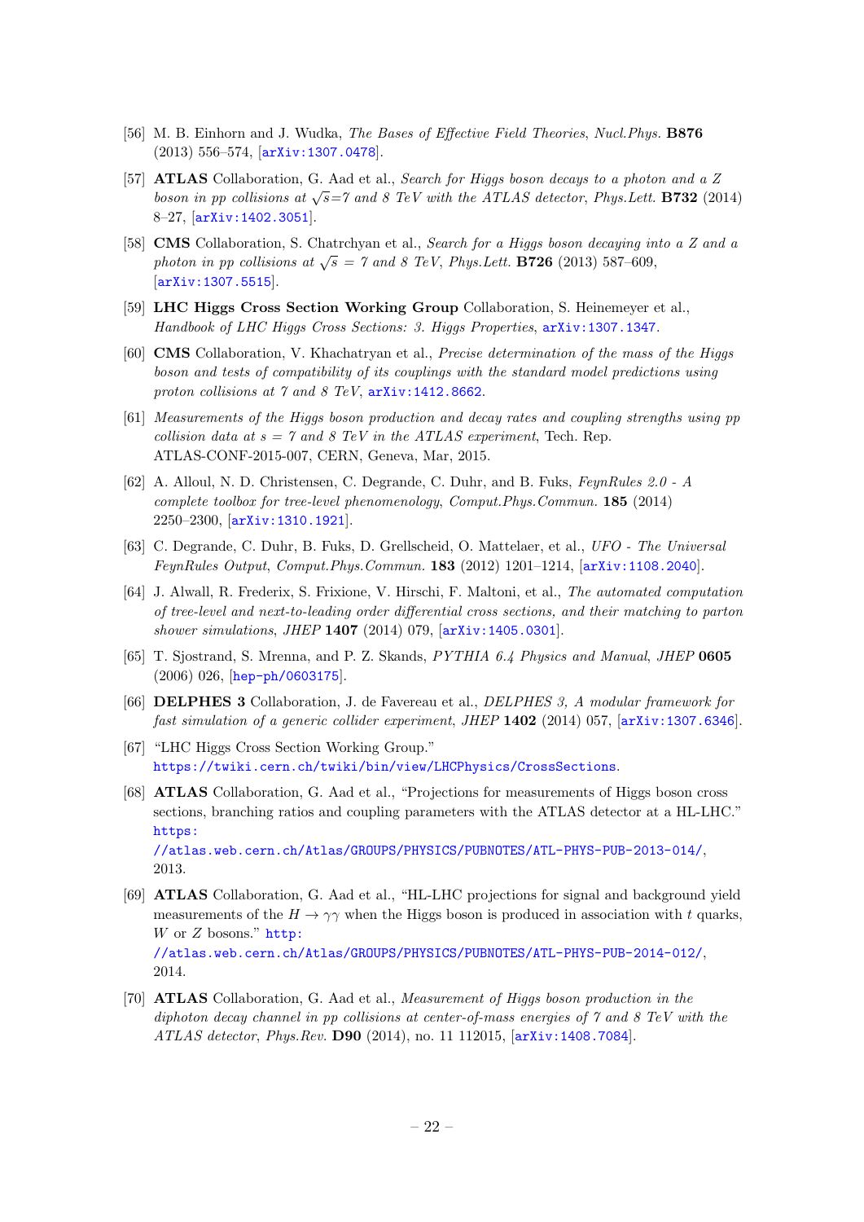[56] M. B. Einhorn and J. Wudka, *The Bases of Effective Field Theories*, *Nucl.Phys.* **B876** (2013) 556–574, [arXiv:1307.0478].

[57] **ATLAS** Collaboration, G. Aad et al., *Search for Higgs boson decays to a photon and a Z boson in pp collisions at $\sqrt{s}$=7 and 8 TeV with the ATLAS detector*, *Phys.Lett.* **B732** (2014) 8–27, [arXiv:1402.3051].

[58] **CMS** Collaboration, S. Chatrchyan et al., *Search for a Higgs boson decaying into a Z and a photon in pp collisions at $\sqrt{s}$ = 7 and 8 TeV*, *Phys.Lett.* **B726** (2013) 587–609, [arXiv:1307.5515].

[59] **LHC Higgs Cross Section Working Group** Collaboration, S. Heinemeyer et al., *Handbook of LHC Higgs Cross Sections: 3. Higgs Properties*, arXiv:1307.1347.

[60] **CMS** Collaboration, V. Khachatryan et al., *Precise determination of the mass of the Higgs boson and tests of compatibility of its couplings with the standard model predictions using proton collisions at 7 and 8 TeV*, arXiv:1412.8662.

[61] *Measurements of the Higgs boson production and decay rates and coupling strengths using pp collision data at s = 7 and 8 TeV in the ATLAS experiment*, Tech. Rep. ATLAS-CONF-2015-007, CERN, Geneva, Mar, 2015.

[62] A. Alloul, N. D. Christensen, C. Degrande, C. Duhr, and B. Fuks, *FeynRules 2.0 - A complete toolbox for tree-level phenomenology*, *Comput.Phys.Commun.* **185** (2014) 2250–2300, [arXiv:1310.1921].

[63] C. Degrande, C. Duhr, B. Fuks, D. Grellscheid, O. Mattelaer, et al., *UFO - The Universal FeynRules Output*, *Comput.Phys.Commun.* **183** (2012) 1201–1214, [arXiv:1108.2040].

[64] J. Alwall, R. Frederix, S. Frixione, V. Hirschi, F. Maltoni, et al., *The automated computation of tree-level and next-to-leading order differential cross sections, and their matching to parton shower simulations*, *JHEP* **1407** (2014) 079, [arXiv:1405.0301].

[65] T. Sjostrand, S. Mrenna, and P. Z. Skands, *PYTHIA 6.4 Physics and Manual*, *JHEP* **0605** (2006) 026, [hep-ph/0603175].

[66] **DELPHES 3** Collaboration, J. de Favereau et al., *DELPHES 3, A modular framework for fast simulation of a generic collider experiment*, *JHEP* **1402** (2014) 057, [arXiv:1307.6346].

[67] "LHC Higgs Cross Section Working Group." https://twiki.cern.ch/twiki/bin/view/LHCPhysics/CrossSections.

[68] **ATLAS** Collaboration, G. Aad et al., "Projections for measurements of Higgs boson cross sections, branching ratios and coupling parameters with the ATLAS detector at a HL-LHC." https://atlas.web.cern.ch/Atlas/GROUPS/PHYSICS/PUBNOTES/ATL-PHYS-PUB-2013-014/, 2013.

[69] **ATLAS** Collaboration, G. Aad et al., "HL-LHC projections for signal and background yield measurements of the $H \to \gamma\gamma$ when the Higgs boson is produced in association with $t$ quarks, $W$ or $Z$ bosons." http://atlas.web.cern.ch/Atlas/GROUPS/PHYSICS/PUBNOTES/ATL-PHYS-PUB-2014-012/, 2014.

[70] **ATLAS** Collaboration, G. Aad et al., *Measurement of Higgs boson production in the diphoton decay channel in pp collisions at center-of-mass energies of 7 and 8 TeV with the ATLAS detector*, *Phys.Rev.* **D90** (2014), no. 11 112015, [arXiv:1408.7084].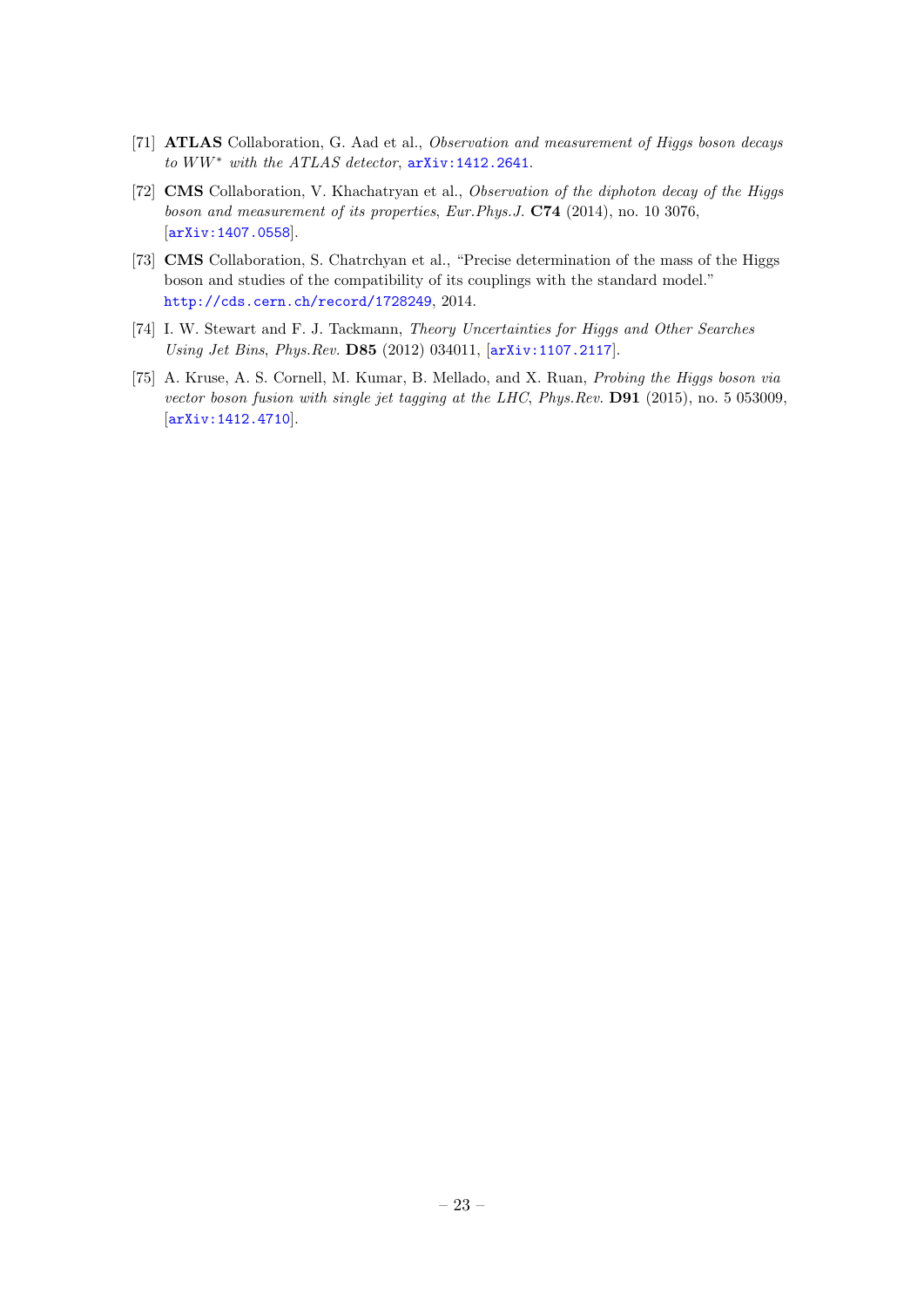[71] **ATLAS** Collaboration, G. Aad et al., *Observation and measurement of Higgs boson decays to $WW^*$ with the ATLAS detector*, arXiv:1412.2641.

[72] **CMS** Collaboration, V. Khachatryan et al., *Observation of the diphoton decay of the Higgs boson and measurement of its properties*, *Eur.Phys.J.* **C74** (2014), no. 10 3076, [arXiv:1407.0558].

[73] **CMS** Collaboration, S. Chatrchyan et al., "Precise determination of the mass of the Higgs boson and studies of the compatibility of its couplings with the standard model." http://cds.cern.ch/record/1728249, 2014.

[74] I. W. Stewart and F. J. Tackmann, *Theory Uncertainties for Higgs and Other Searches Using Jet Bins*, *Phys.Rev.* **D85** (2012) 034011, [arXiv:1107.2117].

[75] A. Kruse, A. S. Cornell, M. Kumar, B. Mellado, and X. Ruan, *Probing the Higgs boson via vector boson fusion with single jet tagging at the LHC*, *Phys.Rev.* **D91** (2015), no. 5 053009, [arXiv:1412.4710].